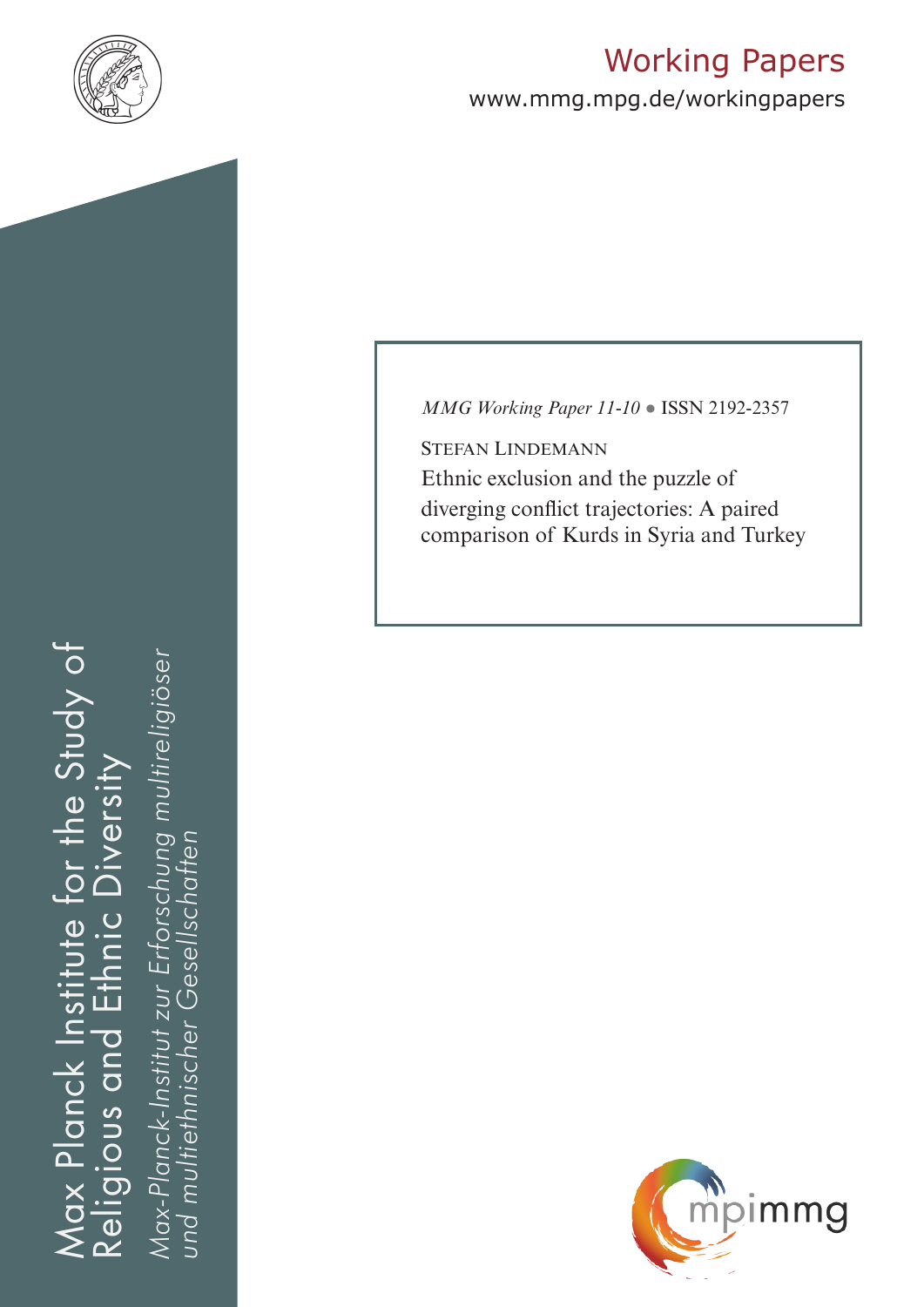Working Papers

www.mmg.mpg.de/workingpapers

Max Planck Institute for the Study of Religious and Ethnic Diversity

*Max-Planck-Institut zur Erforschung multireligiöser und multiethnischer Gesellschaften*

*MMG Working Paper 11-10* ● ISSN 2192-2357

Stefan Lindemann

# Ethnic exclusion and the puzzle of diverging conflict trajectories: A paired comparison of Kurds in Syria and Turkey

mpimmg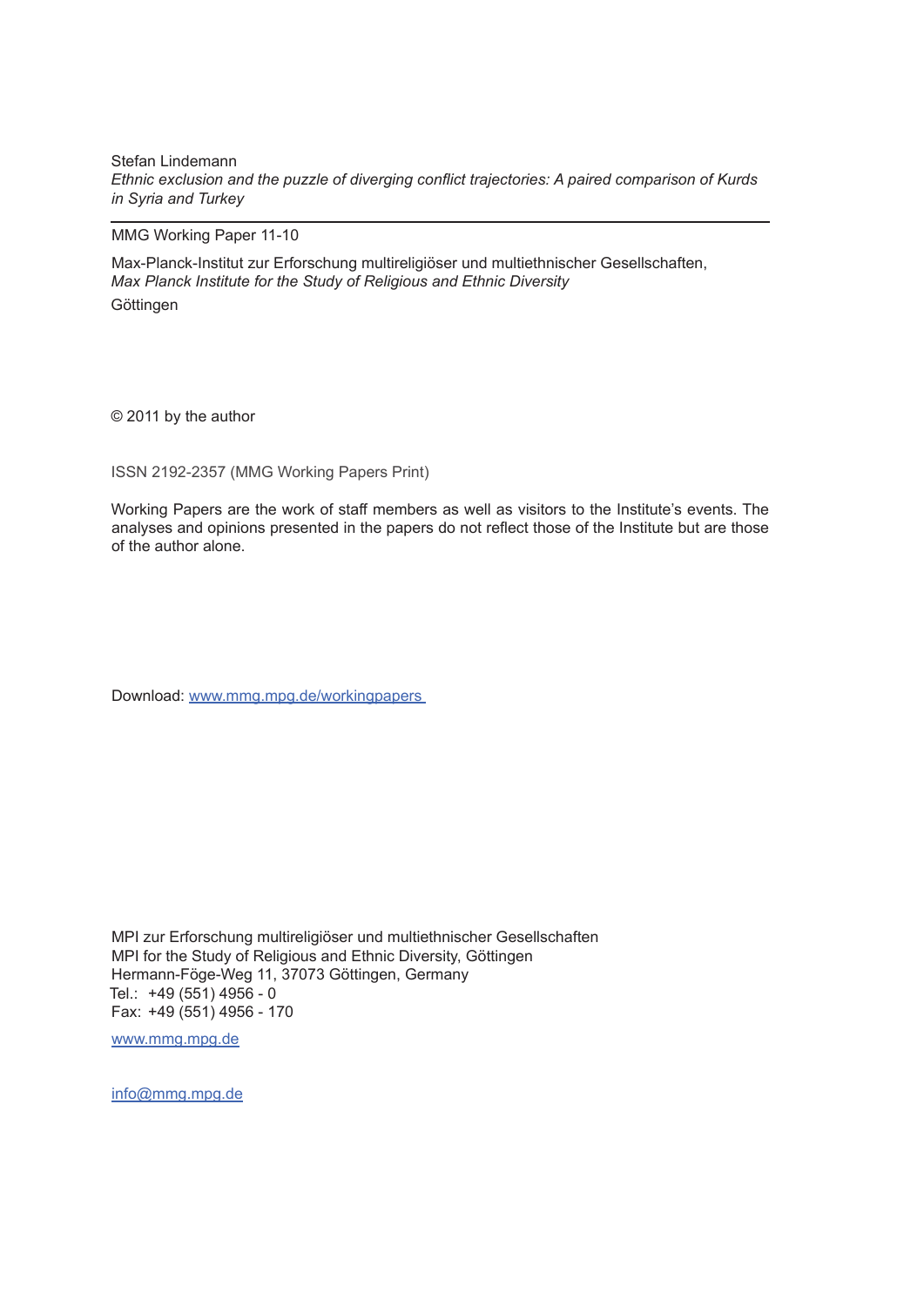Stefan Lindemann

*Ethnic exclusion and the puzzle of diverging conflict trajectories: A paired comparison of Kurds in Syria and Turkey*

---

MMG Working Paper 11-10

Max-Planck-Institut zur Erforschung multireligiöser und multiethnischer Gesellschaften,
*Max Planck Institute for the Study of Religious and Ethnic Diversity*

Göttingen

© 2011 by the author

ISSN 2192-2357 (MMG Working Papers Print)

Working Papers are the work of staff members as well as visitors to the Institute's events. The analyses and opinions presented in the papers do not reflect those of the Institute but are those of the author alone.

Download: www.mmg.mpg.de/workingpapers

MPI zur Erforschung multireligiöser und multiethnischer Gesellschaften
MPI for the Study of Religious and Ethnic Diversity, Göttingen
Hermann-Föge-Weg 11, 37073 Göttingen, Germany
Tel.: +49 (551) 4956 - 0
Fax: +49 (551) 4956 - 170

www.mmg.mpg.de

info@mmg.mpg.de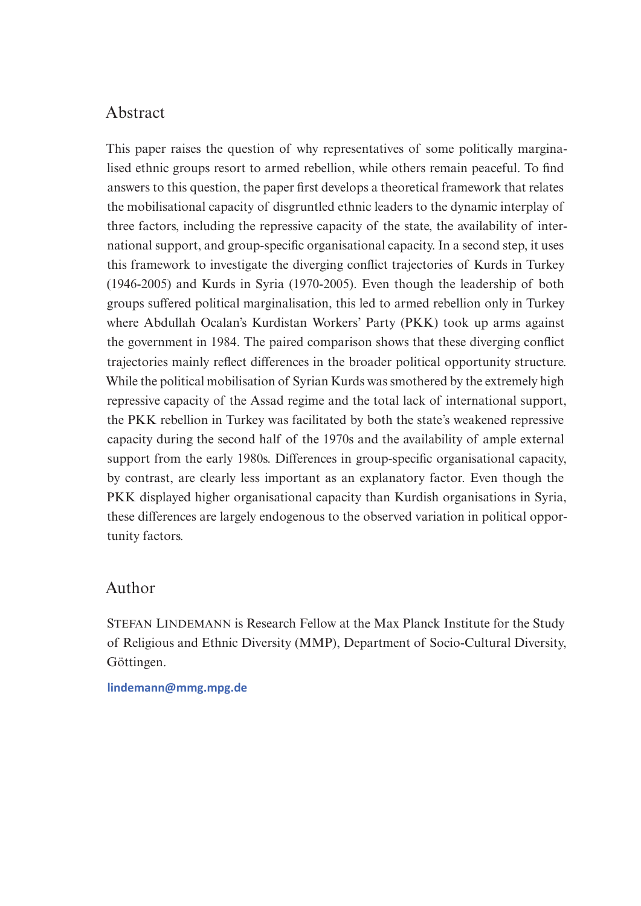## Abstract

This paper raises the question of why representatives of some politically marginalised ethnic groups resort to armed rebellion, while others remain peaceful. To find answers to this question, the paper first develops a theoretical framework that relates the mobilisational capacity of disgruntled ethnic leaders to the dynamic interplay of three factors, including the repressive capacity of the state, the availability of international support, and group-specific organisational capacity. In a second step, it uses this framework to investigate the diverging conflict trajectories of Kurds in Turkey (1946-2005) and Kurds in Syria (1970-2005). Even though the leadership of both groups suffered political marginalisation, this led to armed rebellion only in Turkey where Abdullah Ocalan's Kurdistan Workers' Party (PKK) took up arms against the government in 1984. The paired comparison shows that these diverging conflict trajectories mainly reflect differences in the broader political opportunity structure. While the political mobilisation of Syrian Kurds was smothered by the extremely high repressive capacity of the Assad regime and the total lack of international support, the PKK rebellion in Turkey was facilitated by both the state's weakened repressive capacity during the second half of the 1970s and the availability of ample external support from the early 1980s. Differences in group-specific organisational capacity, by contrast, are clearly less important as an explanatory factor. Even though the PKK displayed higher organisational capacity than Kurdish organisations in Syria, these differences are largely endogenous to the observed variation in political opportunity factors.

## Author

STEFAN LINDEMANN is Research Fellow at the Max Planck Institute for the Study of Religious and Ethnic Diversity (MMP), Department of Socio-Cultural Diversity, Göttingen.

**lindemann@mmg.mpg.de**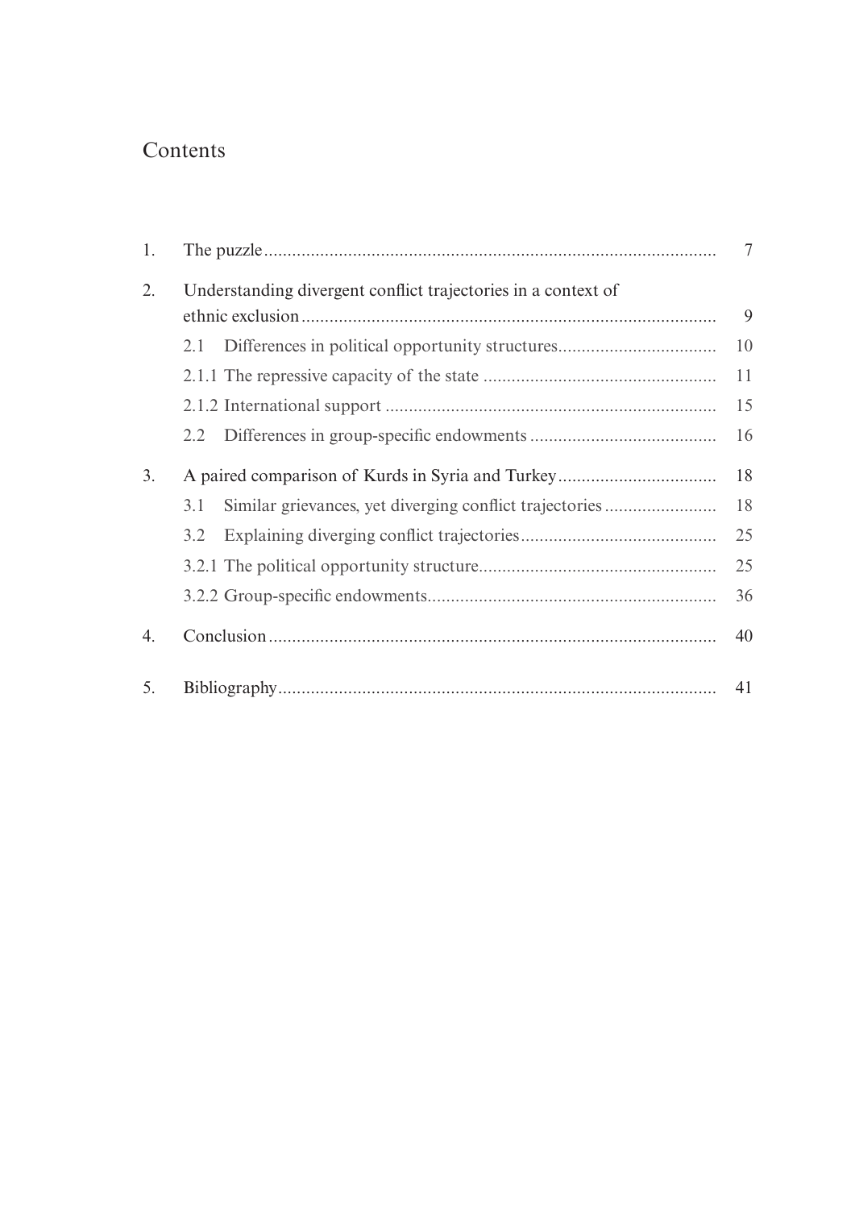# Contents

| | | |
|---|---|---|
| 1. | The puzzle | 7 |
| 2. | Understanding divergent conflict trajectories in a context of ethnic exclusion | 9 |
| | 2.1 Differences in political opportunity structures | 10 |
| | 2.1.1 The repressive capacity of the state | 11 |
| | 2.1.2 International support | 15 |
| | 2.2 Differences in group-specific endowments | 16 |
| 3. | A paired comparison of Kurds in Syria and Turkey | 18 |
| | 3.1 Similar grievances, yet diverging conflict trajectories | 18 |
| | 3.2 Explaining diverging conflict trajectories | 25 |
| | 3.2.1 The political opportunity structure | 25 |
| | 3.2.2 Group-specific endowments | 36 |
| 4. | Conclusion | 40 |
| 5. | Bibliography | 41 |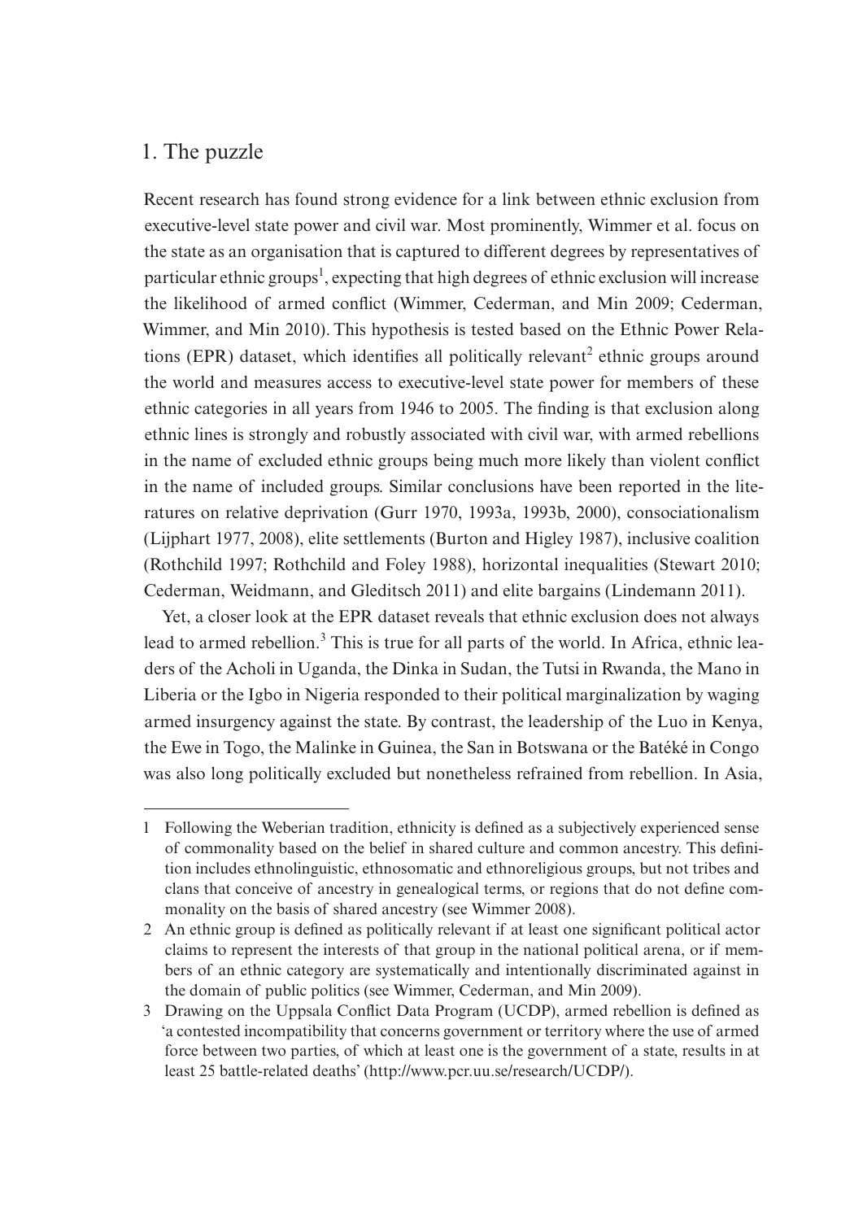## 1. The puzzle

Recent research has found strong evidence for a link between ethnic exclusion from executive-level state power and civil war. Most prominently, Wimmer et al. focus on the state as an organisation that is captured to different degrees by representatives of particular ethnic groups[1], expecting that high degrees of ethnic exclusion will increase the likelihood of armed conflict (Wimmer, Cederman, and Min 2009; Cederman, Wimmer, and Min 2010). This hypothesis is tested based on the Ethnic Power Relations (EPR) dataset, which identifies all politically relevant[2] ethnic groups around the world and measures access to executive-level state power for members of these ethnic categories in all years from 1946 to 2005. The finding is that exclusion along ethnic lines is strongly and robustly associated with civil war, with armed rebellions in the name of excluded ethnic groups being much more likely than violent conflict in the name of included groups. Similar conclusions have been reported in the literatures on relative deprivation (Gurr 1970, 1993a, 1993b, 2000), consociationalism (Lijphart 1977, 2008), elite settlements (Burton and Higley 1987), inclusive coalition (Rothchild 1997; Rothchild and Foley 1988), horizontal inequalities (Stewart 2010; Cederman, Weidmann, and Gleditsch 2011) and elite bargains (Lindemann 2011).

Yet, a closer look at the EPR dataset reveals that ethnic exclusion does not always lead to armed rebellion.[3] This is true for all parts of the world. In Africa, ethnic leaders of the Acholi in Uganda, the Dinka in Sudan, the Tutsi in Rwanda, the Mano in Liberia or the Igbo in Nigeria responded to their political marginalization by waging armed insurgency against the state. By contrast, the leadership of the Luo in Kenya, the Ewe in Togo, the Malinke in Guinea, the San in Botswana or the Batéké in Congo was also long politically excluded but nonetheless refrained from rebellion. In Asia,

---

1 Following the Weberian tradition, ethnicity is defined as a subjectively experienced sense of commonality based on the belief in shared culture and common ancestry. This definition includes ethnolinguistic, ethnosomatic and ethnoreligious groups, but not tribes and clans that conceive of ancestry in genealogical terms, or regions that do not define commonality on the basis of shared ancestry (see Wimmer 2008).

2 An ethnic group is defined as politically relevant if at least one significant political actor claims to represent the interests of that group in the national political arena, or if members of an ethnic category are systematically and intentionally discriminated against in the domain of public politics (see Wimmer, Cederman, and Min 2009).

3 Drawing on the Uppsala Conflict Data Program (UCDP), armed rebellion is defined as 'a contested incompatibility that concerns government or territory where the use of armed force between two parties, of which at least one is the government of a state, results in at least 25 battle-related deaths' (http://www.pcr.uu.se/research/UCDP/).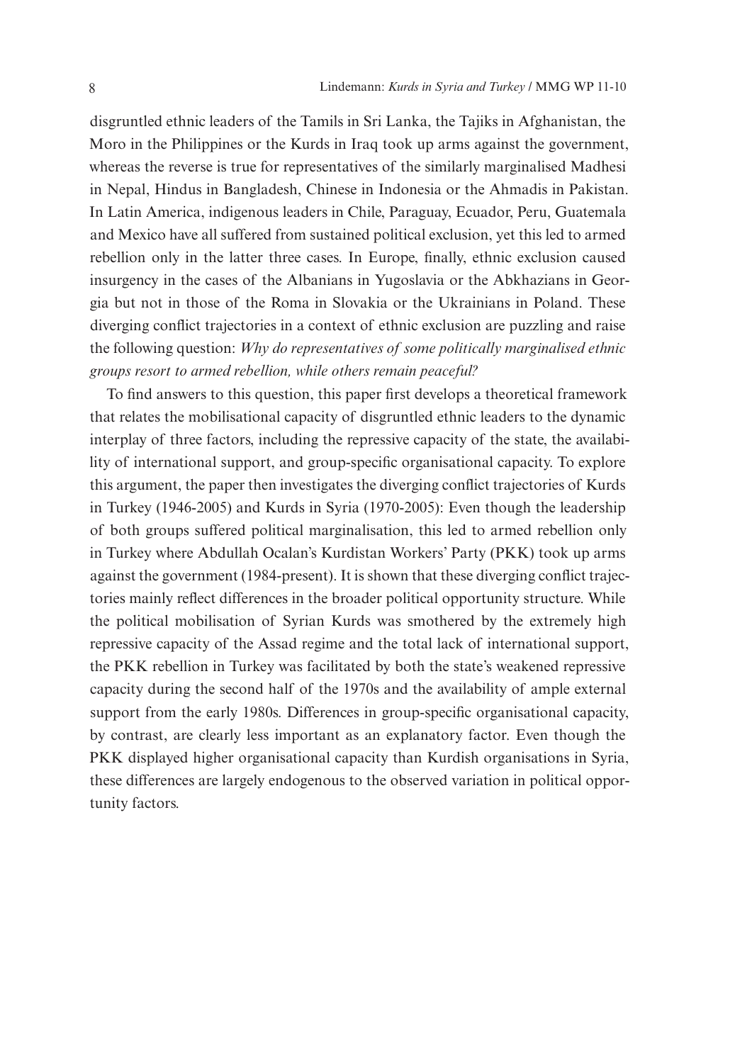disgruntled ethnic leaders of the Tamils in Sri Lanka, the Tajiks in Afghanistan, the Moro in the Philippines or the Kurds in Iraq took up arms against the government, whereas the reverse is true for representatives of the similarly marginalised Madhesi in Nepal, Hindus in Bangladesh, Chinese in Indonesia or the Ahmadis in Pakistan. In Latin America, indigenous leaders in Chile, Paraguay, Ecuador, Peru, Guatemala and Mexico have all suffered from sustained political exclusion, yet this led to armed rebellion only in the latter three cases. In Europe, finally, ethnic exclusion caused insurgency in the cases of the Albanians in Yugoslavia or the Abkhazians in Georgia but not in those of the Roma in Slovakia or the Ukrainians in Poland. These diverging conflict trajectories in a context of ethnic exclusion are puzzling and raise the following question: *Why do representatives of some politically marginalised ethnic groups resort to armed rebellion, while others remain peaceful?*

To find answers to this question, this paper first develops a theoretical framework that relates the mobilisational capacity of disgruntled ethnic leaders to the dynamic interplay of three factors, including the repressive capacity of the state, the availability of international support, and group-specific organisational capacity. To explore this argument, the paper then investigates the diverging conflict trajectories of Kurds in Turkey (1946-2005) and Kurds in Syria (1970-2005): Even though the leadership of both groups suffered political marginalisation, this led to armed rebellion only in Turkey where Abdullah Ocalan's Kurdistan Workers' Party (PKK) took up arms against the government (1984-present). It is shown that these diverging conflict trajectories mainly reflect differences in the broader political opportunity structure. While the political mobilisation of Syrian Kurds was smothered by the extremely high repressive capacity of the Assad regime and the total lack of international support, the PKK rebellion in Turkey was facilitated by both the state's weakened repressive capacity during the second half of the 1970s and the availability of ample external support from the early 1980s. Differences in group-specific organisational capacity, by contrast, are clearly less important as an explanatory factor. Even though the PKK displayed higher organisational capacity than Kurdish organisations in Syria, these differences are largely endogenous to the observed variation in political opportunity factors.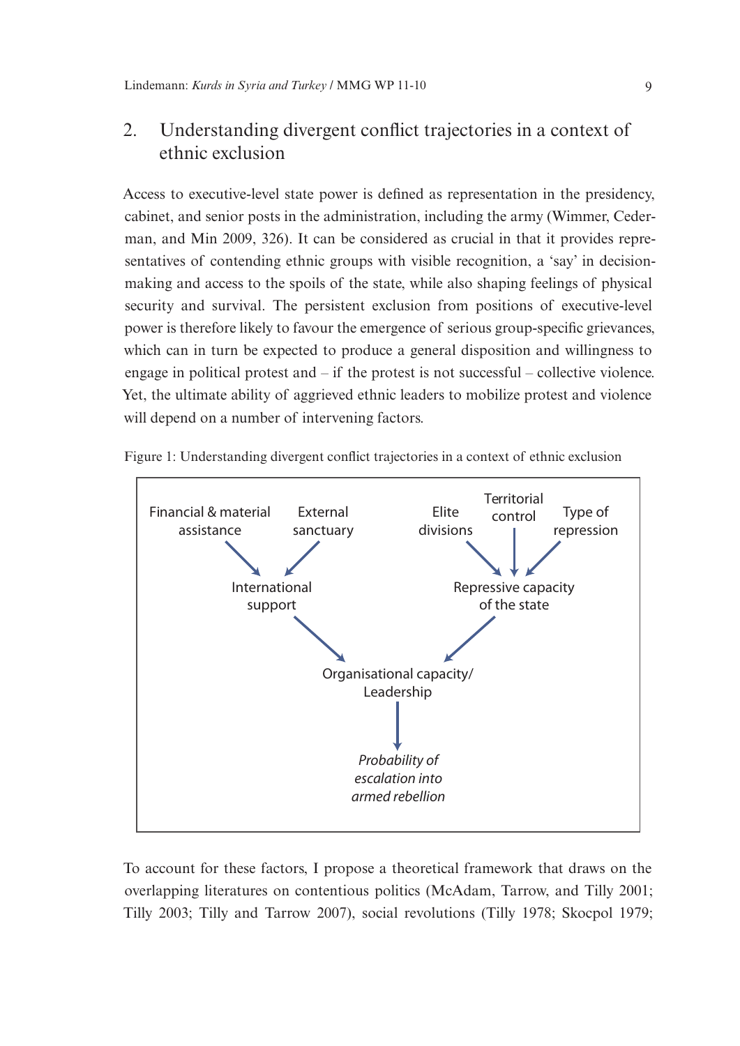## 2. Understanding divergent conflict trajectories in a context of ethnic exclusion

Access to executive-level state power is defined as representation in the presidency, cabinet, and senior posts in the administration, including the army (Wimmer, Cederman, and Min 2009, 326). It can be considered as crucial in that it provides representatives of contending ethnic groups with visible recognition, a 'say' in decision-making and access to the spoils of the state, while also shaping feelings of physical security and survival. The persistent exclusion from positions of executive-level power is therefore likely to favour the emergence of serious group-specific grievances, which can in turn be expected to produce a general disposition and willingness to engage in political protest and – if the protest is not successful – collective violence. Yet, the ultimate ability of aggrieved ethnic leaders to mobilize protest and violence will depend on a number of intervening factors.

Figure 1: Understanding divergent conflict trajectories in a context of ethnic exclusion

Financial & material assistance
External sanctuary
International support
Elite divisions
Territorial control
Type of repression
Repressive capacity of the state
Organisational capacity/ Leadership
*Probability of escalation into armed rebellion*

To account for these factors, I propose a theoretical framework that draws on the overlapping literatures on contentious politics (McAdam, Tarrow, and Tilly 2001; Tilly 2003; Tilly and Tarrow 2007), social revolutions (Tilly 1978; Skocpol 1979;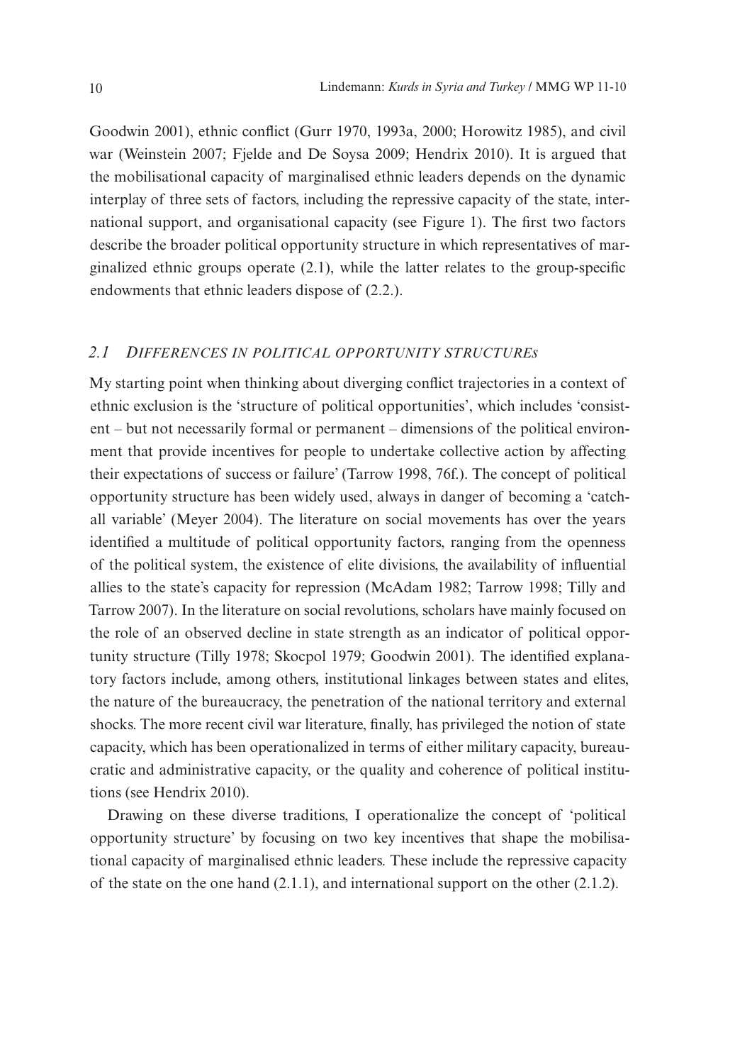Goodwin 2001), ethnic conflict (Gurr 1970, 1993a, 2000; Horowitz 1985), and civil war (Weinstein 2007; Fjelde and De Soysa 2009; Hendrix 2010). It is argued that the mobilisational capacity of marginalised ethnic leaders depends on the dynamic interplay of three sets of factors, including the repressive capacity of the state, international support, and organisational capacity (see Figure 1). The first two factors describe the broader political opportunity structure in which representatives of marginalized ethnic groups operate (2.1), while the latter relates to the group-specific endowments that ethnic leaders dispose of (2.2.).

## *2.1 Differences in political opportunity structures*

My starting point when thinking about diverging conflict trajectories in a context of ethnic exclusion is the 'structure of political opportunities', which includes 'consistent – but not necessarily formal or permanent – dimensions of the political environment that provide incentives for people to undertake collective action by affecting their expectations of success or failure' (Tarrow 1998, 76f.). The concept of political opportunity structure has been widely used, always in danger of becoming a 'catch-all variable' (Meyer 2004). The literature on social movements has over the years identified a multitude of political opportunity factors, ranging from the openness of the political system, the existence of elite divisions, the availability of influential allies to the state's capacity for repression (McAdam 1982; Tarrow 1998; Tilly and Tarrow 2007). In the literature on social revolutions, scholars have mainly focused on the role of an observed decline in state strength as an indicator of political opportunity structure (Tilly 1978; Skocpol 1979; Goodwin 2001). The identified explanatory factors include, among others, institutional linkages between states and elites, the nature of the bureaucracy, the penetration of the national territory and external shocks. The more recent civil war literature, finally, has privileged the notion of state capacity, which has been operationalized in terms of either military capacity, bureaucratic and administrative capacity, or the quality and coherence of political institutions (see Hendrix 2010).

Drawing on these diverse traditions, I operationalize the concept of 'political opportunity structure' by focusing on two key incentives that shape the mobilisational capacity of marginalised ethnic leaders. These include the repressive capacity of the state on the one hand (2.1.1), and international support on the other (2.1.2).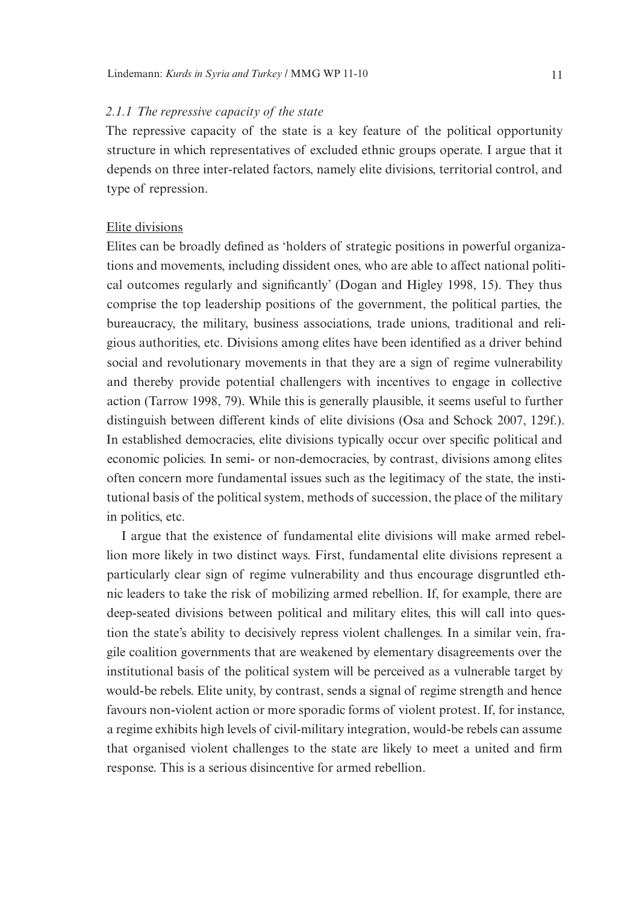### *2.1.1 The repressive capacity of the state*

The repressive capacity of the state is a key feature of the political opportunity structure in which representatives of excluded ethnic groups operate. I argue that it depends on three inter-related factors, namely elite divisions, territorial control, and type of repression.

#### Elite divisions

Elites can be broadly defined as 'holders of strategic positions in powerful organizations and movements, including dissident ones, who are able to affect national political outcomes regularly and significantly' (Dogan and Higley 1998, 15). They thus comprise the top leadership positions of the government, the political parties, the bureaucracy, the military, business associations, trade unions, traditional and religious authorities, etc. Divisions among elites have been identified as a driver behind social and revolutionary movements in that they are a sign of regime vulnerability and thereby provide potential challengers with incentives to engage in collective action (Tarrow 1998, 79). While this is generally plausible, it seems useful to further distinguish between different kinds of elite divisions (Osa and Schock 2007, 129f.). In established democracies, elite divisions typically occur over specific political and economic policies. In semi- or non-democracies, by contrast, divisions among elites often concern more fundamental issues such as the legitimacy of the state, the institutional basis of the political system, methods of succession, the place of the military in politics, etc.

I argue that the existence of fundamental elite divisions will make armed rebellion more likely in two distinct ways. First, fundamental elite divisions represent a particularly clear sign of regime vulnerability and thus encourage disgruntled ethnic leaders to take the risk of mobilizing armed rebellion. If, for example, there are deep-seated divisions between political and military elites, this will call into question the state's ability to decisively repress violent challenges. In a similar vein, fragile coalition governments that are weakened by elementary disagreements over the institutional basis of the political system will be perceived as a vulnerable target by would-be rebels. Elite unity, by contrast, sends a signal of regime strength and hence favours non-violent action or more sporadic forms of violent protest. If, for instance, a regime exhibits high levels of civil-military integration, would-be rebels can assume that organised violent challenges to the state are likely to meet a united and firm response. This is a serious disincentive for armed rebellion.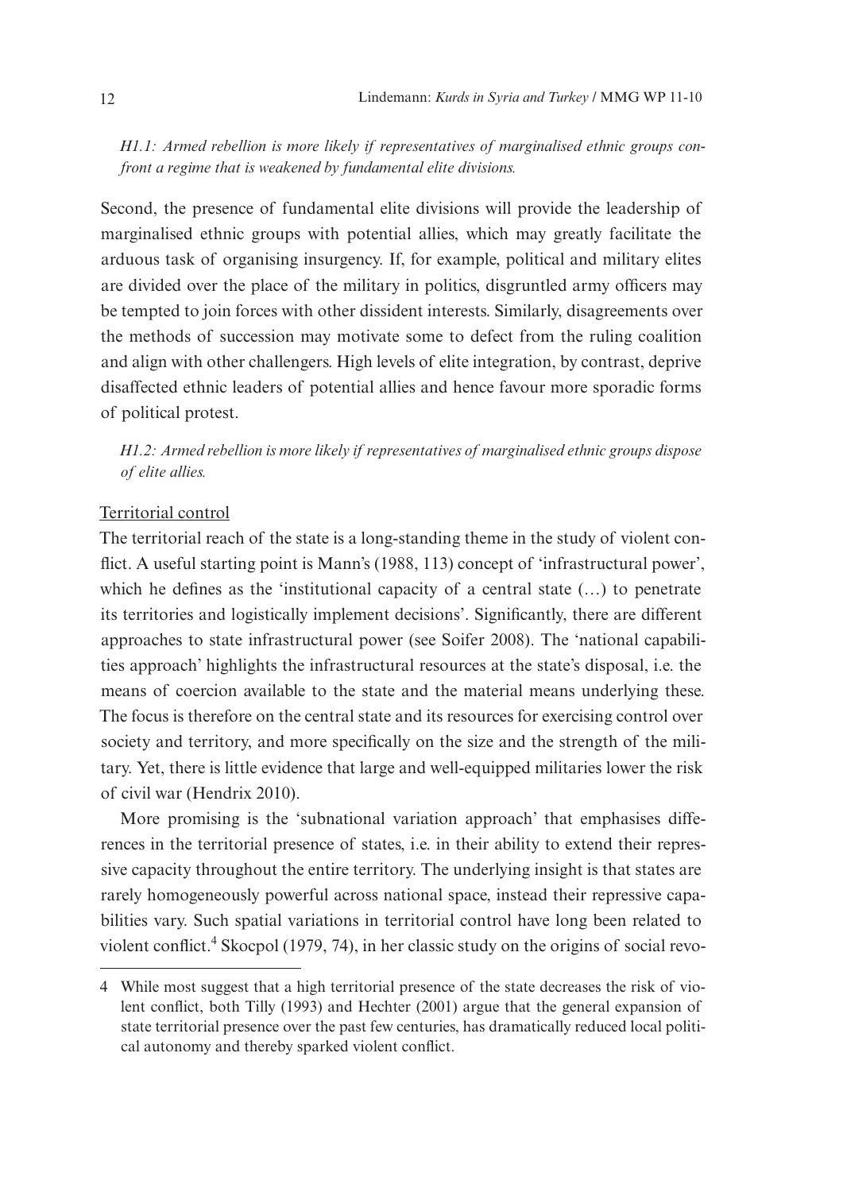*H1.1: Armed rebellion is more likely if representatives of marginalised ethnic groups confront a regime that is weakened by fundamental elite divisions.*

Second, the presence of fundamental elite divisions will provide the leadership of marginalised ethnic groups with potential allies, which may greatly facilitate the arduous task of organising insurgency. If, for example, political and military elites are divided over the place of the military in politics, disgruntled army officers may be tempted to join forces with other dissident interests. Similarly, disagreements over the methods of succession may motivate some to defect from the ruling coalition and align with other challengers. High levels of elite integration, by contrast, deprive disaffected ethnic leaders of potential allies and hence favour more sporadic forms of political protest.

*H1.2: Armed rebellion is more likely if representatives of marginalised ethnic groups dispose of elite allies.*

Territorial control

The territorial reach of the state is a long-standing theme in the study of violent conflict. A useful starting point is Mann's (1988, 113) concept of 'infrastructural power', which he defines as the 'institutional capacity of a central state (…) to penetrate its territories and logistically implement decisions'. Significantly, there are different approaches to state infrastructural power (see Soifer 2008). The 'national capabilities approach' highlights the infrastructural resources at the state's disposal, i.e. the means of coercion available to the state and the material means underlying these. The focus is therefore on the central state and its resources for exercising control over society and territory, and more specifically on the size and the strength of the military. Yet, there is little evidence that large and well-equipped militaries lower the risk of civil war (Hendrix 2010).

More promising is the 'subnational variation approach' that emphasises differences in the territorial presence of states, i.e. in their ability to extend their repressive capacity throughout the entire territory. The underlying insight is that states are rarely homogeneously powerful across national space, instead their repressive capabilities vary. Such spatial variations in territorial control have long been related to violent conflict.[4] Skocpol (1979, 74), in her classic study on the origins of social revo-

4 While most suggest that a high territorial presence of the state decreases the risk of violent conflict, both Tilly (1993) and Hechter (2001) argue that the general expansion of state territorial presence over the past few centuries, has dramatically reduced local political autonomy and thereby sparked violent conflict.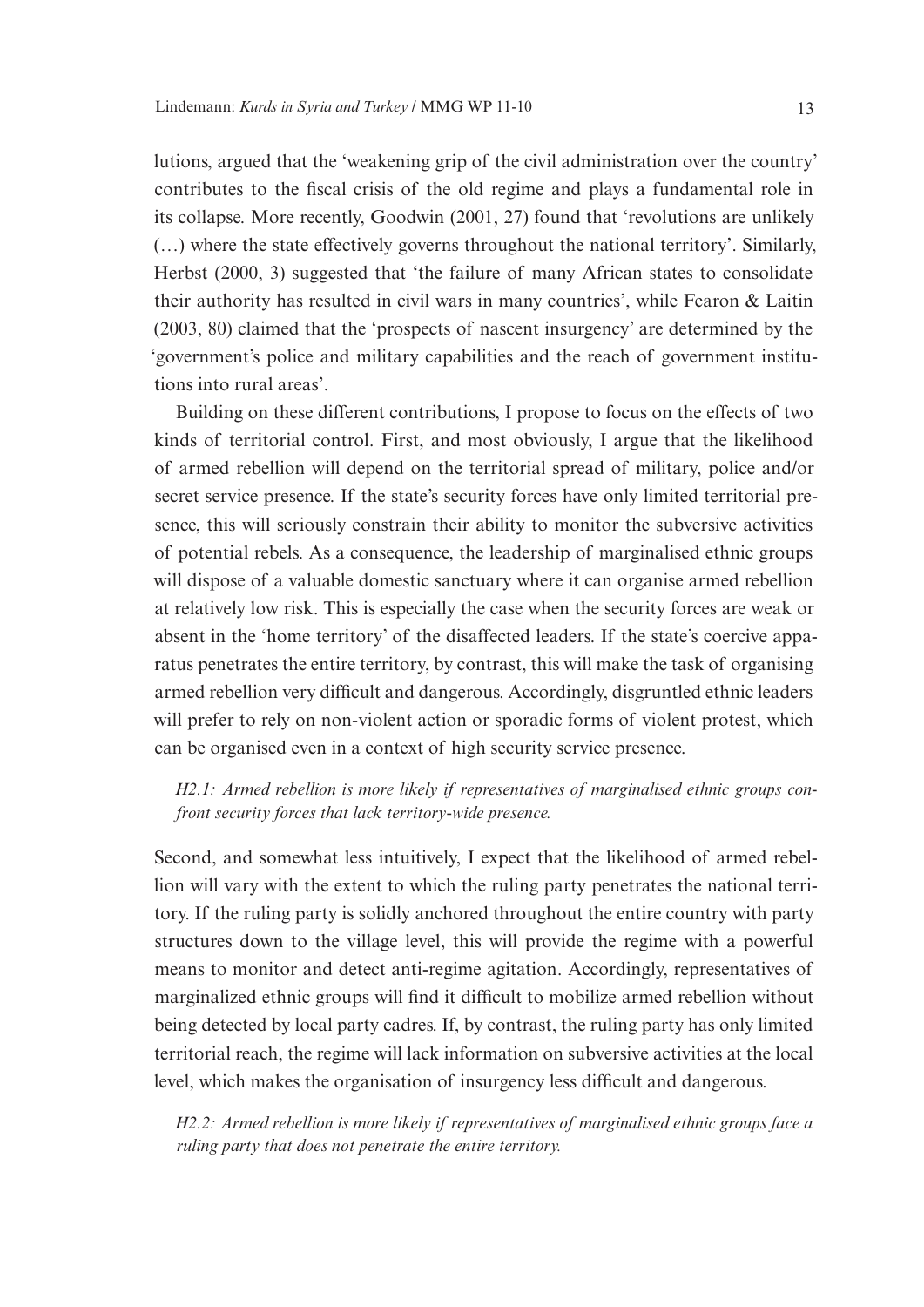lutions, argued that the 'weakening grip of the civil administration over the country' contributes to the fiscal crisis of the old regime and plays a fundamental role in its collapse. More recently, Goodwin (2001, 27) found that 'revolutions are unlikely (…) where the state effectively governs throughout the national territory'. Similarly, Herbst (2000, 3) suggested that 'the failure of many African states to consolidate their authority has resulted in civil wars in many countries', while Fearon & Laitin (2003, 80) claimed that the 'prospects of nascent insurgency' are determined by the 'government's police and military capabilities and the reach of government institutions into rural areas'.

Building on these different contributions, I propose to focus on the effects of two kinds of territorial control. First, and most obviously, I argue that the likelihood of armed rebellion will depend on the territorial spread of military, police and/or secret service presence. If the state's security forces have only limited territorial presence, this will seriously constrain their ability to monitor the subversive activities of potential rebels. As a consequence, the leadership of marginalised ethnic groups will dispose of a valuable domestic sanctuary where it can organise armed rebellion at relatively low risk. This is especially the case when the security forces are weak or absent in the 'home territory' of the disaffected leaders. If the state's coercive apparatus penetrates the entire territory, by contrast, this will make the task of organising armed rebellion very difficult and dangerous. Accordingly, disgruntled ethnic leaders will prefer to rely on non-violent action or sporadic forms of violent protest, which can be organised even in a context of high security service presence.

*H2.1: Armed rebellion is more likely if representatives of marginalised ethnic groups confront security forces that lack territory-wide presence.*

Second, and somewhat less intuitively, I expect that the likelihood of armed rebellion will vary with the extent to which the ruling party penetrates the national territory. If the ruling party is solidly anchored throughout the entire country with party structures down to the village level, this will provide the regime with a powerful means to monitor and detect anti-regime agitation. Accordingly, representatives of marginalized ethnic groups will find it difficult to mobilize armed rebellion without being detected by local party cadres. If, by contrast, the ruling party has only limited territorial reach, the regime will lack information on subversive activities at the local level, which makes the organisation of insurgency less difficult and dangerous.

*H2.2: Armed rebellion is more likely if representatives of marginalised ethnic groups face a ruling party that does not penetrate the entire territory.*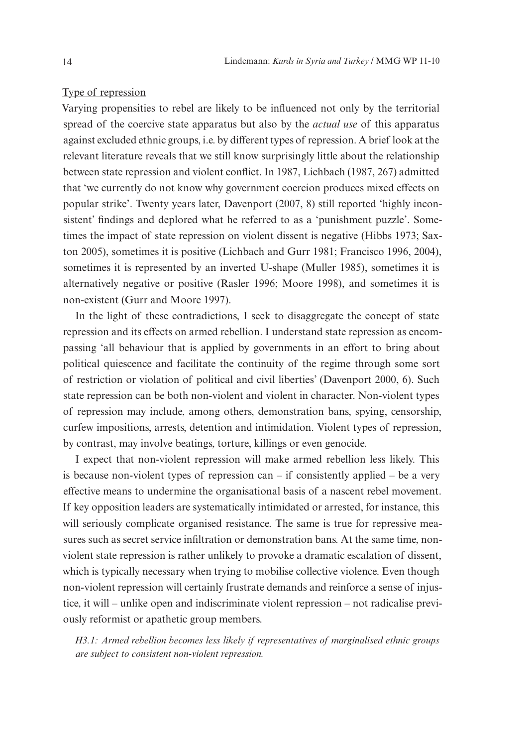Type of repression

Varying propensities to rebel are likely to be influenced not only by the territorial spread of the coercive state apparatus but also by the *actual use* of this apparatus against excluded ethnic groups, i.e. by different types of repression. A brief look at the relevant literature reveals that we still know surprisingly little about the relationship between state repression and violent conflict. In 1987, Lichbach (1987, 267) admitted that 'we currently do not know why government coercion produces mixed effects on popular strike'. Twenty years later, Davenport (2007, 8) still reported 'highly inconsistent' findings and deplored what he referred to as a 'punishment puzzle'. Sometimes the impact of state repression on violent dissent is negative (Hibbs 1973; Saxton 2005), sometimes it is positive (Lichbach and Gurr 1981; Francisco 1996, 2004), sometimes it is represented by an inverted U-shape (Muller 1985), sometimes it is alternatively negative or positive (Rasler 1996; Moore 1998), and sometimes it is non-existent (Gurr and Moore 1997).

In the light of these contradictions, I seek to disaggregate the concept of state repression and its effects on armed rebellion. I understand state repression as encompassing 'all behaviour that is applied by governments in an effort to bring about political quiescence and facilitate the continuity of the regime through some sort of restriction or violation of political and civil liberties' (Davenport 2000, 6). Such state repression can be both non-violent and violent in character. Non-violent types of repression may include, among others, demonstration bans, spying, censorship, curfew impositions, arrests, detention and intimidation. Violent types of repression, by contrast, may involve beatings, torture, killings or even genocide.

I expect that non-violent repression will make armed rebellion less likely. This is because non-violent types of repression can – if consistently applied – be a very effective means to undermine the organisational basis of a nascent rebel movement. If key opposition leaders are systematically intimidated or arrested, for instance, this will seriously complicate organised resistance. The same is true for repressive measures such as secret service infiltration or demonstration bans. At the same time, non-violent state repression is rather unlikely to provoke a dramatic escalation of dissent, which is typically necessary when trying to mobilise collective violence. Even though non-violent repression will certainly frustrate demands and reinforce a sense of injustice, it will – unlike open and indiscriminate violent repression – not radicalise previously reformist or apathetic group members.

*H3.1: Armed rebellion becomes less likely if representatives of marginalised ethnic groups are subject to consistent non-violent repression.*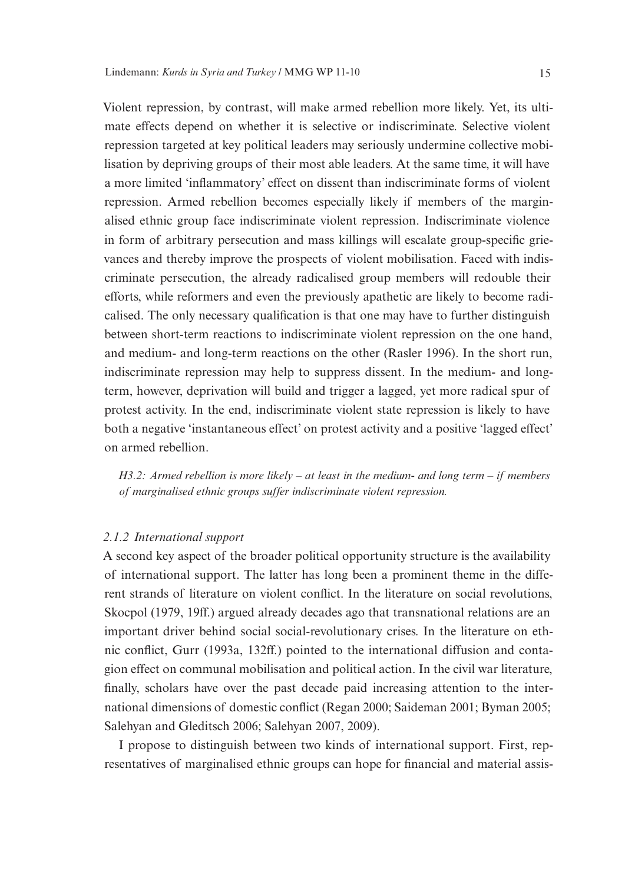Violent repression, by contrast, will make armed rebellion more likely. Yet, its ultimate effects depend on whether it is selective or indiscriminate. Selective violent repression targeted at key political leaders may seriously undermine collective mobilisation by depriving groups of their most able leaders. At the same time, it will have a more limited 'inflammatory' effect on dissent than indiscriminate forms of violent repression. Armed rebellion becomes especially likely if members of the marginalised ethnic group face indiscriminate violent repression. Indiscriminate violence in form of arbitrary persecution and mass killings will escalate group-specific grievances and thereby improve the prospects of violent mobilisation. Faced with indiscriminate persecution, the already radicalised group members will redouble their efforts, while reformers and even the previously apathetic are likely to become radicalised. The only necessary qualification is that one may have to further distinguish between short-term reactions to indiscriminate violent repression on the one hand, and medium- and long-term reactions on the other (Rasler 1996). In the short run, indiscriminate repression may help to suppress dissent. In the medium- and long-term, however, deprivation will build and trigger a lagged, yet more radical spur of protest activity. In the end, indiscriminate violent state repression is likely to have both a negative 'instantaneous effect' on protest activity and a positive 'lagged effect' on armed rebellion.

*H3.2: Armed rebellion is more likely – at least in the medium- and long term – if members of marginalised ethnic groups suffer indiscriminate violent repression.*

### *2.1.2 International support*

A second key aspect of the broader political opportunity structure is the availability of international support. The latter has long been a prominent theme in the different strands of literature on violent conflict. In the literature on social revolutions, Skocpol (1979, 19ff.) argued already decades ago that transnational relations are an important driver behind social social-revolutionary crises. In the literature on ethnic conflict, Gurr (1993a, 132ff.) pointed to the international diffusion and contagion effect on communal mobilisation and political action. In the civil war literature, finally, scholars have over the past decade paid increasing attention to the international dimensions of domestic conflict (Regan 2000; Saideman 2001; Byman 2005; Salehyan and Gleditsch 2006; Salehyan 2007, 2009).

I propose to distinguish between two kinds of international support. First, representatives of marginalised ethnic groups can hope for financial and material assis-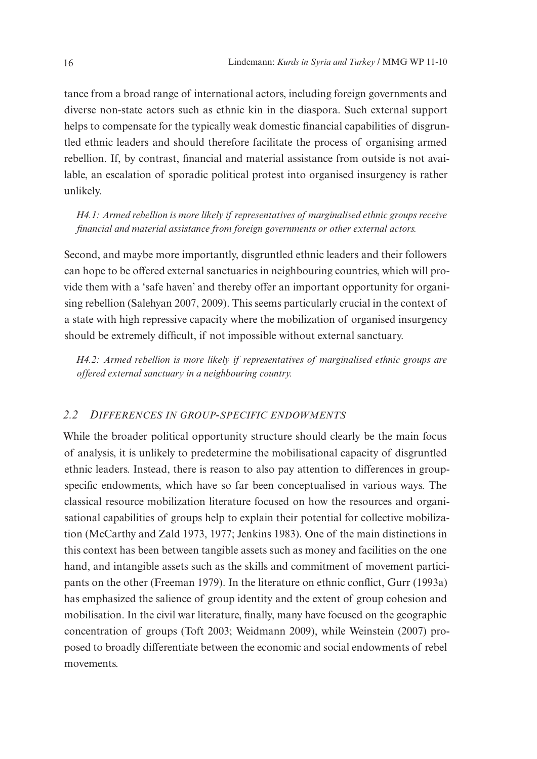tance from a broad range of international actors, including foreign governments and diverse non-state actors such as ethnic kin in the diaspora. Such external support helps to compensate for the typically weak domestic financial capabilities of disgruntled ethnic leaders and should therefore facilitate the process of organising armed rebellion. If, by contrast, financial and material assistance from outside is not available, an escalation of sporadic political protest into organised insurgency is rather unlikely.

*H4.1: Armed rebellion is more likely if representatives of marginalised ethnic groups receive financial and material assistance from foreign governments or other external actors.*

Second, and maybe more importantly, disgruntled ethnic leaders and their followers can hope to be offered external sanctuaries in neighbouring countries, which will provide them with a 'safe haven' and thereby offer an important opportunity for organising rebellion (Salehyan 2007, 2009). This seems particularly crucial in the context of a state with high repressive capacity where the mobilization of organised insurgency should be extremely difficult, if not impossible without external sanctuary.

*H4.2: Armed rebellion is more likely if representatives of marginalised ethnic groups are offered external sanctuary in a neighbouring country.*

## 2.2 Differences in group-specific endowments

While the broader political opportunity structure should clearly be the main focus of analysis, it is unlikely to predetermine the mobilisational capacity of disgruntled ethnic leaders. Instead, there is reason to also pay attention to differences in group-specific endowments, which have so far been conceptualised in various ways. The classical resource mobilization literature focused on how the resources and organisational capabilities of groups help to explain their potential for collective mobilization (McCarthy and Zald 1973, 1977; Jenkins 1983). One of the main distinctions in this context has been between tangible assets such as money and facilities on the one hand, and intangible assets such as the skills and commitment of movement participants on the other (Freeman 1979). In the literature on ethnic conflict, Gurr (1993a) has emphasized the salience of group identity and the extent of group cohesion and mobilisation. In the civil war literature, finally, many have focused on the geographic concentration of groups (Toft 2003; Weidmann 2009), while Weinstein (2007) proposed to broadly differentiate between the economic and social endowments of rebel movements.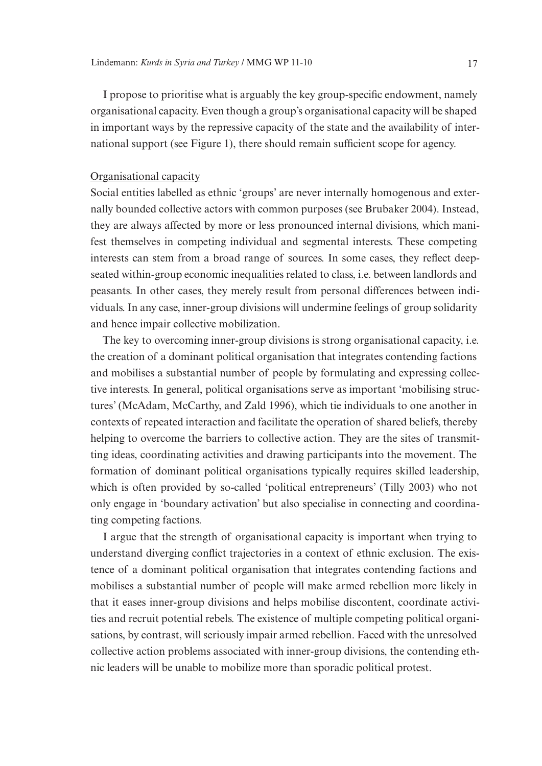I propose to prioritise what is arguably the key group-specific endowment, namely organisational capacity. Even though a group's organisational capacity will be shaped in important ways by the repressive capacity of the state and the availability of international support (see Figure 1), there should remain sufficient scope for agency.

Organisational capacity

Social entities labelled as ethnic 'groups' are never internally homogenous and externally bounded collective actors with common purposes (see Brubaker 2004). Instead, they are always affected by more or less pronounced internal divisions, which manifest themselves in competing individual and segmental interests. These competing interests can stem from a broad range of sources. In some cases, they reflect deep-seated within-group economic inequalities related to class, i.e. between landlords and peasants. In other cases, they merely result from personal differences between individuals. In any case, inner-group divisions will undermine feelings of group solidarity and hence impair collective mobilization.

The key to overcoming inner-group divisions is strong organisational capacity, i.e. the creation of a dominant political organisation that integrates contending factions and mobilises a substantial number of people by formulating and expressing collective interests. In general, political organisations serve as important 'mobilising structures' (McAdam, McCarthy, and Zald 1996), which tie individuals to one another in contexts of repeated interaction and facilitate the operation of shared beliefs, thereby helping to overcome the barriers to collective action. They are the sites of transmitting ideas, coordinating activities and drawing participants into the movement. The formation of dominant political organisations typically requires skilled leadership, which is often provided by so-called 'political entrepreneurs' (Tilly 2003) who not only engage in 'boundary activation' but also specialise in connecting and coordinating competing factions.

I argue that the strength of organisational capacity is important when trying to understand diverging conflict trajectories in a context of ethnic exclusion. The existence of a dominant political organisation that integrates contending factions and mobilises a substantial number of people will make armed rebellion more likely in that it eases inner-group divisions and helps mobilise discontent, coordinate activities and recruit potential rebels. The existence of multiple competing political organisations, by contrast, will seriously impair armed rebellion. Faced with the unresolved collective action problems associated with inner-group divisions, the contending ethnic leaders will be unable to mobilize more than sporadic political protest.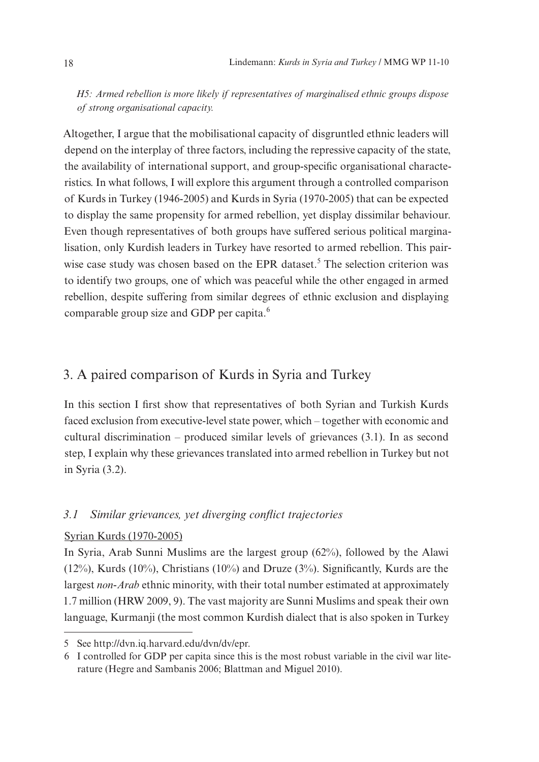*H5: Armed rebellion is more likely if representatives of marginalised ethnic groups dispose of strong organisational capacity.*

Altogether, I argue that the mobilisational capacity of disgruntled ethnic leaders will depend on the interplay of three factors, including the repressive capacity of the state, the availability of international support, and group-specific organisational characteristics. In what follows, I will explore this argument through a controlled comparison of Kurds in Turkey (1946-2005) and Kurds in Syria (1970-2005) that can be expected to display the same propensity for armed rebellion, yet display dissimilar behaviour. Even though representatives of both groups have suffered serious political marginalisation, only Kurdish leaders in Turkey have resorted to armed rebellion. This pairwise case study was chosen based on the EPR dataset.[5] The selection criterion was to identify two groups, one of which was peaceful while the other engaged in armed rebellion, despite suffering from similar degrees of ethnic exclusion and displaying comparable group size and GDP per capita.[6]

## 3. A paired comparison of Kurds in Syria and Turkey

In this section I first show that representatives of both Syrian and Turkish Kurds faced exclusion from executive-level state power, which – together with economic and cultural discrimination – produced similar levels of grievances (3.1). In as second step, I explain why these grievances translated into armed rebellion in Turkey but not in Syria (3.2).

### *3.1 Similar grievances, yet diverging conflict trajectories*

Syrian Kurds (1970-2005)

In Syria, Arab Sunni Muslims are the largest group (62%), followed by the Alawi (12%), Kurds (10%), Christians (10%) and Druze (3%). Significantly, Kurds are the largest *non-Arab* ethnic minority, with their total number estimated at approximately 1.7 million (HRW 2009, 9). The vast majority are Sunni Muslims and speak their own language, Kurmanji (the most common Kurdish dialect that is also spoken in Turkey

---

5 See http://dvn.iq.harvard.edu/dvn/dv/epr.

6 I controlled for GDP per capita since this is the most robust variable in the civil war literature (Hegre and Sambanis 2006; Blattman and Miguel 2010).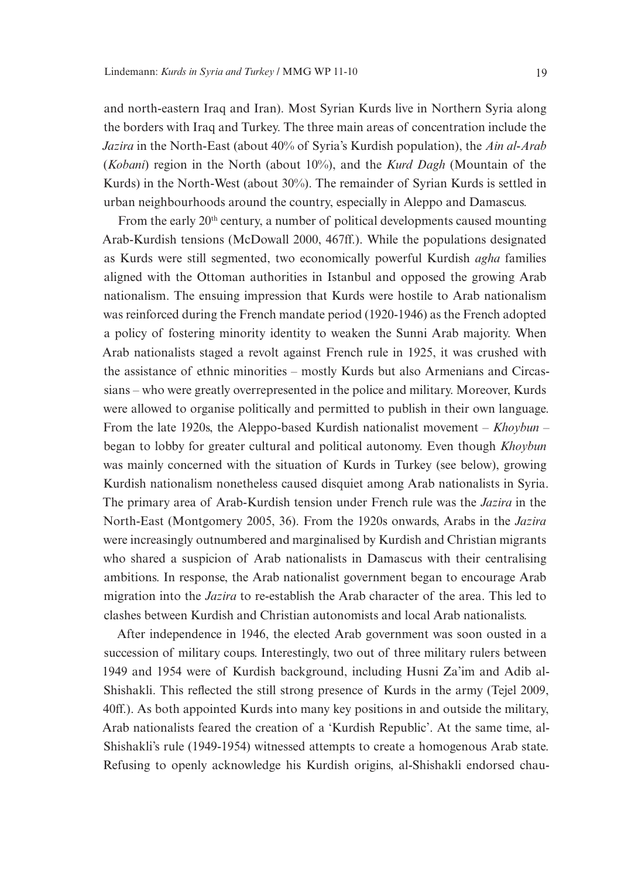and north-eastern Iraq and Iran). Most Syrian Kurds live in Northern Syria along the borders with Iraq and Turkey. The three main areas of concentration include the *Jazira* in the North-East (about 40% of Syria's Kurdish population), the *Ain al-Arab* (*Kobani*) region in the North (about 10%), and the *Kurd Dagh* (Mountain of the Kurds) in the North-West (about 30%). The remainder of Syrian Kurds is settled in urban neighbourhoods around the country, especially in Aleppo and Damascus.

From the early 20th century, a number of political developments caused mounting Arab-Kurdish tensions (McDowall 2000, 467ff.). While the populations designated as Kurds were still segmented, two economically powerful Kurdish *agha* families aligned with the Ottoman authorities in Istanbul and opposed the growing Arab nationalism. The ensuing impression that Kurds were hostile to Arab nationalism was reinforced during the French mandate period (1920-1946) as the French adopted a policy of fostering minority identity to weaken the Sunni Arab majority. When Arab nationalists staged a revolt against French rule in 1925, it was crushed with the assistance of ethnic minorities – mostly Kurds but also Armenians and Circassians – who were greatly overrepresented in the police and military. Moreover, Kurds were allowed to organise politically and permitted to publish in their own language. From the late 1920s, the Aleppo-based Kurdish nationalist movement – *Khoybun* – began to lobby for greater cultural and political autonomy. Even though *Khoybun* was mainly concerned with the situation of Kurds in Turkey (see below), growing Kurdish nationalism nonetheless caused disquiet among Arab nationalists in Syria. The primary area of Arab-Kurdish tension under French rule was the *Jazira* in the North-East (Montgomery 2005, 36). From the 1920s onwards, Arabs in the *Jazira* were increasingly outnumbered and marginalised by Kurdish and Christian migrants who shared a suspicion of Arab nationalists in Damascus with their centralising ambitions. In response, the Arab nationalist government began to encourage Arab migration into the *Jazira* to re-establish the Arab character of the area. This led to clashes between Kurdish and Christian autonomists and local Arab nationalists.

After independence in 1946, the elected Arab government was soon ousted in a succession of military coups. Interestingly, two out of three military rulers between 1949 and 1954 were of Kurdish background, including Husni Za'im and Adib al-Shishakli. This reflected the still strong presence of Kurds in the army (Tejel 2009, 40ff.). As both appointed Kurds into many key positions in and outside the military, Arab nationalists feared the creation of a 'Kurdish Republic'. At the same time, al-Shishakli's rule (1949-1954) witnessed attempts to create a homogenous Arab state. Refusing to openly acknowledge his Kurdish origins, al-Shishakli endorsed chau-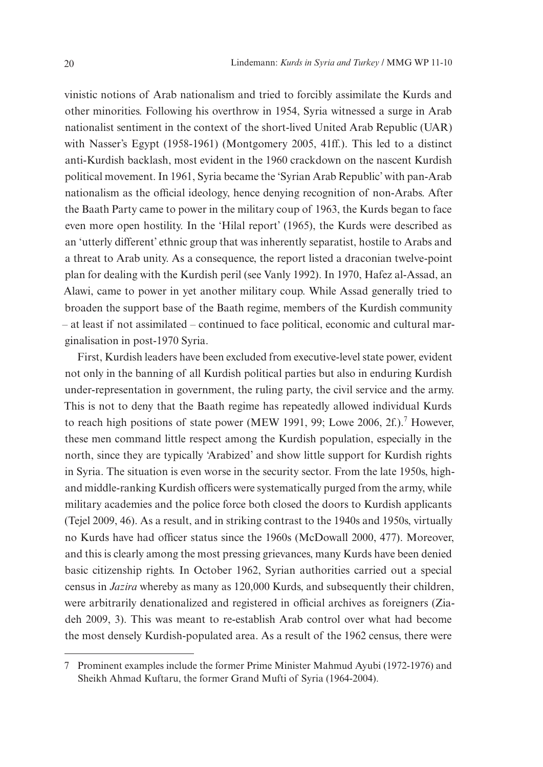vinistic notions of Arab nationalism and tried to forcibly assimilate the Kurds and other minorities. Following his overthrow in 1954, Syria witnessed a surge in Arab nationalist sentiment in the context of the short-lived United Arab Republic (UAR) with Nasser's Egypt (1958-1961) (Montgomery 2005, 41ff.). This led to a distinct anti-Kurdish backlash, most evident in the 1960 crackdown on the nascent Kurdish political movement. In 1961, Syria became the 'Syrian Arab Republic' with pan-Arab nationalism as the official ideology, hence denying recognition of non-Arabs. After the Baath Party came to power in the military coup of 1963, the Kurds began to face even more open hostility. In the 'Hilal report' (1965), the Kurds were described as an 'utterly different' ethnic group that was inherently separatist, hostile to Arabs and a threat to Arab unity. As a consequence, the report listed a draconian twelve-point plan for dealing with the Kurdish peril (see Vanly 1992). In 1970, Hafez al-Assad, an Alawi, came to power in yet another military coup. While Assad generally tried to broaden the support base of the Baath regime, members of the Kurdish community – at least if not assimilated – continued to face political, economic and cultural marginalisation in post-1970 Syria.

First, Kurdish leaders have been excluded from executive-level state power, evident not only in the banning of all Kurdish political parties but also in enduring Kurdish under-representation in government, the ruling party, the civil service and the army. This is not to deny that the Baath regime has repeatedly allowed individual Kurds to reach high positions of state power (MEW 1991, 99; Lowe 2006, 2f.).[7] However, these men command little respect among the Kurdish population, especially in the north, since they are typically 'Arabized' and show little support for Kurdish rights in Syria. The situation is even worse in the security sector. From the late 1950s, high- and middle-ranking Kurdish officers were systematically purged from the army, while military academies and the police force both closed the doors to Kurdish applicants (Tejel 2009, 46). As a result, and in striking contrast to the 1940s and 1950s, virtually no Kurds have had officer status since the 1960s (McDowall 2000, 477). Moreover, and this is clearly among the most pressing grievances, many Kurds have been denied basic citizenship rights. In October 1962, Syrian authorities carried out a special census in *Jazira* whereby as many as 120,000 Kurds, and subsequently their children, were arbitrarily denationalized and registered in official archives as foreigners (Ziadeh 2009, 3). This was meant to re-establish Arab control over what had become the most densely Kurdish-populated area. As a result of the 1962 census, there were

7 Prominent examples include the former Prime Minister Mahmud Ayubi (1972-1976) and Sheikh Ahmad Kuftaru, the former Grand Mufti of Syria (1964-2004).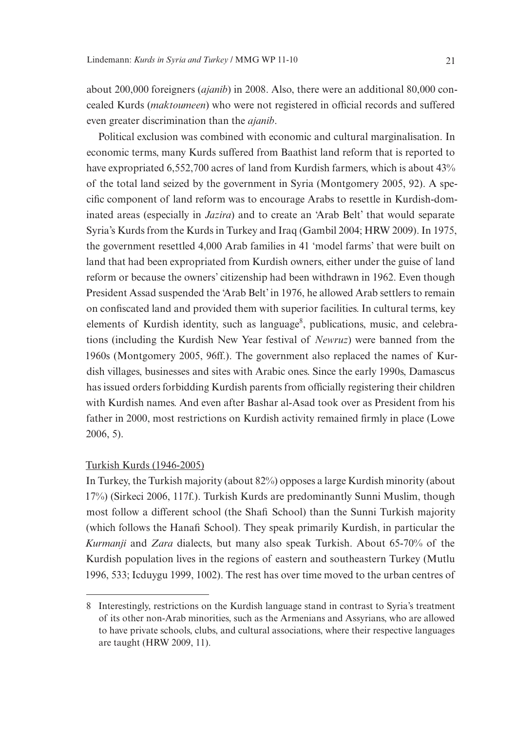about 200,000 foreigners (*ajanib*) in 2008. Also, there were an additional 80,000 concealed Kurds (*maktoumeen*) who were not registered in official records and suffered even greater discrimination than the *ajanib*.

Political exclusion was combined with economic and cultural marginalisation. In economic terms, many Kurds suffered from Baathist land reform that is reported to have expropriated 6,552,700 acres of land from Kurdish farmers, which is about 43% of the total land seized by the government in Syria (Montgomery 2005, 92). A specific component of land reform was to encourage Arabs to resettle in Kurdish-dominated areas (especially in *Jazira*) and to create an 'Arab Belt' that would separate Syria's Kurds from the Kurds in Turkey and Iraq (Gambil 2004; HRW 2009). In 1975, the government resettled 4,000 Arab families in 41 'model farms' that were built on land that had been expropriated from Kurdish owners, either under the guise of land reform or because the owners' citizenship had been withdrawn in 1962. Even though President Assad suspended the 'Arab Belt' in 1976, he allowed Arab settlers to remain on confiscated land and provided them with superior facilities. In cultural terms, key elements of Kurdish identity, such as language[8], publications, music, and celebrations (including the Kurdish New Year festival of *Newruz*) were banned from the 1960s (Montgomery 2005, 96ff.). The government also replaced the names of Kurdish villages, businesses and sites with Arabic ones. Since the early 1990s, Damascus has issued orders forbidding Kurdish parents from officially registering their children with Kurdish names. And even after Bashar al-Asad took over as President from his father in 2000, most restrictions on Kurdish activity remained firmly in place (Lowe 2006, 5).

<u>Turkish Kurds (1946-2005)</u>

In Turkey, the Turkish majority (about 82%) opposes a large Kurdish minority (about 17%) (Sirkeci 2006, 117f.). Turkish Kurds are predominantly Sunni Muslim, though most follow a different school (the Shafi School) than the Sunni Turkish majority (which follows the Hanafi School). They speak primarily Kurdish, in particular the *Kurmanji* and *Zara* dialects, but many also speak Turkish. About 65-70% of the Kurdish population lives in the regions of eastern and southeastern Turkey (Mutlu 1996, 533; Icduygu 1999, 1002). The rest has over time moved to the urban centres of

---

8 Interestingly, restrictions on the Kurdish language stand in contrast to Syria's treatment of its other non-Arab minorities, such as the Armenians and Assyrians, who are allowed to have private schools, clubs, and cultural associations, where their respective languages are taught (HRW 2009, 11).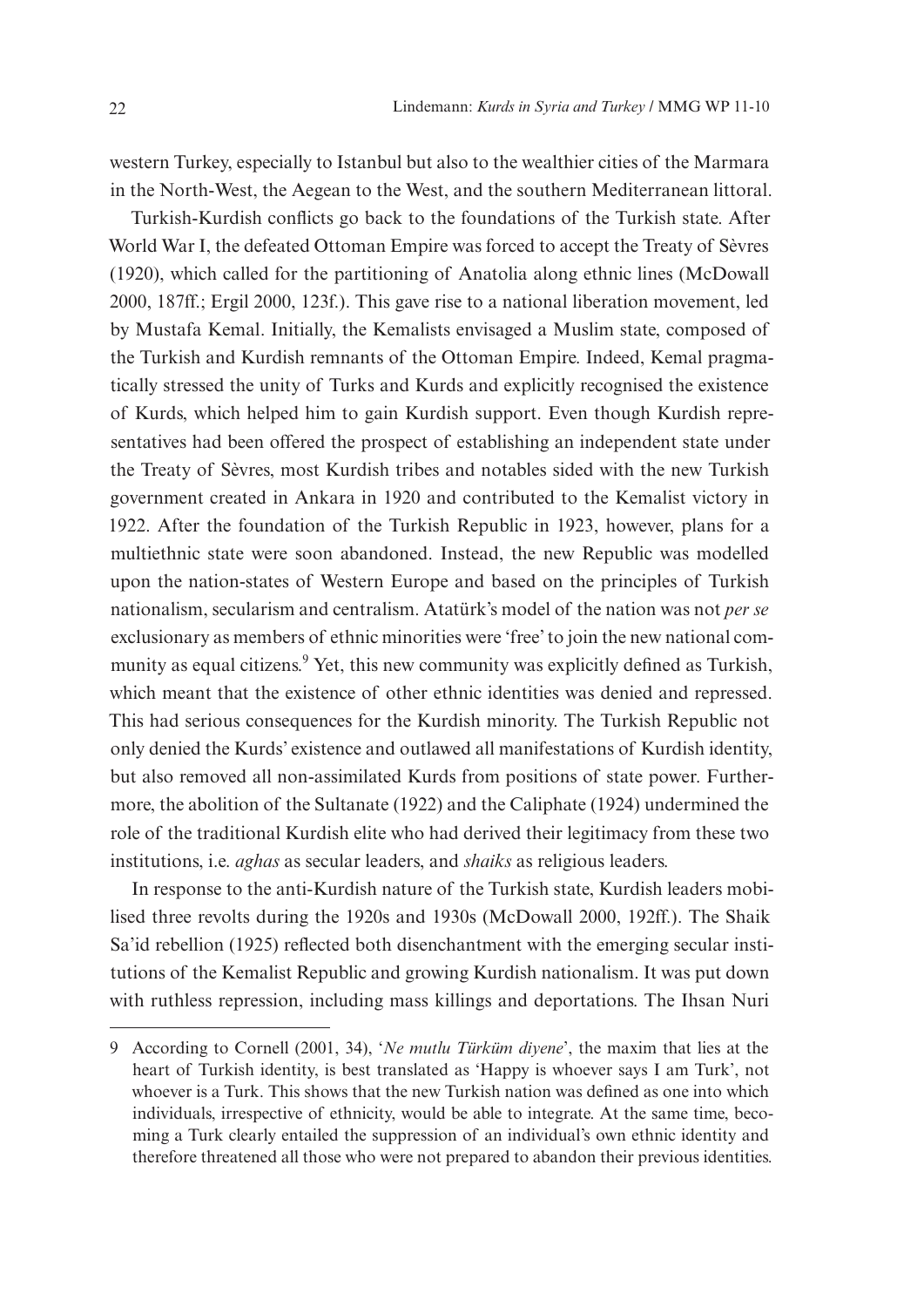western Turkey, especially to Istanbul but also to the wealthier cities of the Marmara in the North-West, the Aegean to the West, and the southern Mediterranean littoral.

Turkish-Kurdish conflicts go back to the foundations of the Turkish state. After World War I, the defeated Ottoman Empire was forced to accept the Treaty of Sèvres (1920), which called for the partitioning of Anatolia along ethnic lines (McDowall 2000, 187ff.; Ergil 2000, 123f.). This gave rise to a national liberation movement, led by Mustafa Kemal. Initially, the Kemalists envisaged a Muslim state, composed of the Turkish and Kurdish remnants of the Ottoman Empire. Indeed, Kemal pragmatically stressed the unity of Turks and Kurds and explicitly recognised the existence of Kurds, which helped him to gain Kurdish support. Even though Kurdish representatives had been offered the prospect of establishing an independent state under the Treaty of Sèvres, most Kurdish tribes and notables sided with the new Turkish government created in Ankara in 1920 and contributed to the Kemalist victory in 1922. After the foundation of the Turkish Republic in 1923, however, plans for a multiethnic state were soon abandoned. Instead, the new Republic was modelled upon the nation-states of Western Europe and based on the principles of Turkish nationalism, secularism and centralism. Atatürk's model of the nation was not *per se* exclusionary as members of ethnic minorities were 'free' to join the new national community as equal citizens.[9] Yet, this new community was explicitly defined as Turkish, which meant that the existence of other ethnic identities was denied and repressed. This had serious consequences for the Kurdish minority. The Turkish Republic not only denied the Kurds' existence and outlawed all manifestations of Kurdish identity, but also removed all non-assimilated Kurds from positions of state power. Furthermore, the abolition of the Sultanate (1922) and the Caliphate (1924) undermined the role of the traditional Kurdish elite who had derived their legitimacy from these two institutions, i.e. *aghas* as secular leaders, and *shaiks* as religious leaders.

In response to the anti-Kurdish nature of the Turkish state, Kurdish leaders mobilised three revolts during the 1920s and 1930s (McDowall 2000, 192ff.). The Shaik Sa'id rebellion (1925) reflected both disenchantment with the emerging secular institutions of the Kemalist Republic and growing Kurdish nationalism. It was put down with ruthless repression, including mass killings and deportations. The Ihsan Nuri

---

9 According to Cornell (2001, 34), '*Ne mutlu Türküm diyene*', the maxim that lies at the heart of Turkish identity, is best translated as 'Happy is whoever says I am Turk', not whoever is a Turk. This shows that the new Turkish nation was defined as one into which individuals, irrespective of ethnicity, would be able to integrate. At the same time, becoming a Turk clearly entailed the suppression of an individual's own ethnic identity and therefore threatened all those who were not prepared to abandon their previous identities.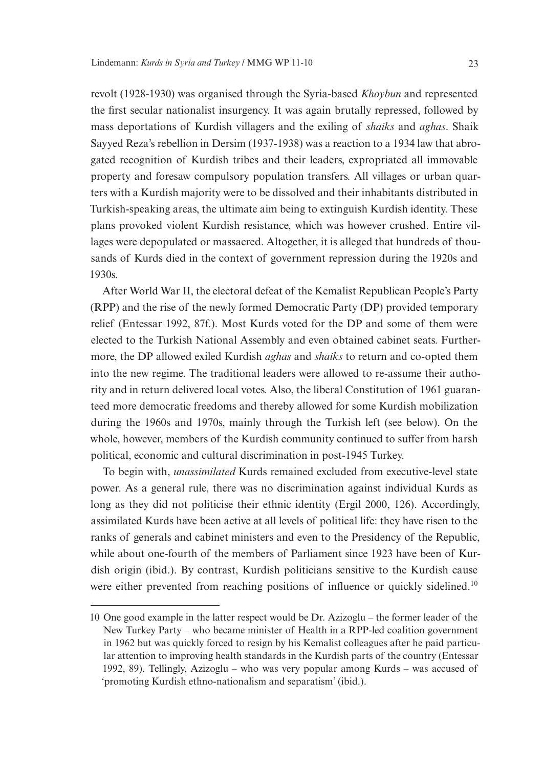revolt (1928-1930) was organised through the Syria-based *Khoybun* and represented the first secular nationalist insurgency. It was again brutally repressed, followed by mass deportations of Kurdish villagers and the exiling of *shaiks* and *aghas*. Shaik Sayyed Reza's rebellion in Dersim (1937-1938) was a reaction to a 1934 law that abrogated recognition of Kurdish tribes and their leaders, expropriated all immovable property and foresaw compulsory population transfers. All villages or urban quarters with a Kurdish majority were to be dissolved and their inhabitants distributed in Turkish-speaking areas, the ultimate aim being to extinguish Kurdish identity. These plans provoked violent Kurdish resistance, which was however crushed. Entire villages were depopulated or massacred. Altogether, it is alleged that hundreds of thousands of Kurds died in the context of government repression during the 1920s and 1930s.

After World War II, the electoral defeat of the Kemalist Republican People's Party (RPP) and the rise of the newly formed Democratic Party (DP) provided temporary relief (Entessar 1992, 87f.). Most Kurds voted for the DP and some of them were elected to the Turkish National Assembly and even obtained cabinet seats. Furthermore, the DP allowed exiled Kurdish *aghas* and *shaiks* to return and co-opted them into the new regime. The traditional leaders were allowed to re-assume their authority and in return delivered local votes. Also, the liberal Constitution of 1961 guaranteed more democratic freedoms and thereby allowed for some Kurdish mobilization during the 1960s and 1970s, mainly through the Turkish left (see below). On the whole, however, members of the Kurdish community continued to suffer from harsh political, economic and cultural discrimination in post-1945 Turkey.

To begin with, *unassimilated* Kurds remained excluded from executive-level state power. As a general rule, there was no discrimination against individual Kurds as long as they did not politicise their ethnic identity (Ergil 2000, 126). Accordingly, assimilated Kurds have been active at all levels of political life: they have risen to the ranks of generals and cabinet ministers and even to the Presidency of the Republic, while about one-fourth of the members of Parliament since 1923 have been of Kurdish origin (ibid.). By contrast, Kurdish politicians sensitive to the Kurdish cause were either prevented from reaching positions of influence or quickly sidelined.[10]

---

10 One good example in the latter respect would be Dr. Azizoglu – the former leader of the New Turkey Party – who became minister of Health in a RPP-led coalition government in 1962 but was quickly forced to resign by his Kemalist colleagues after he paid particular attention to improving health standards in the Kurdish parts of the country (Entessar 1992, 89). Tellingly, Azizoglu – who was very popular among Kurds – was accused of 'promoting Kurdish ethno-nationalism and separatism' (ibid.).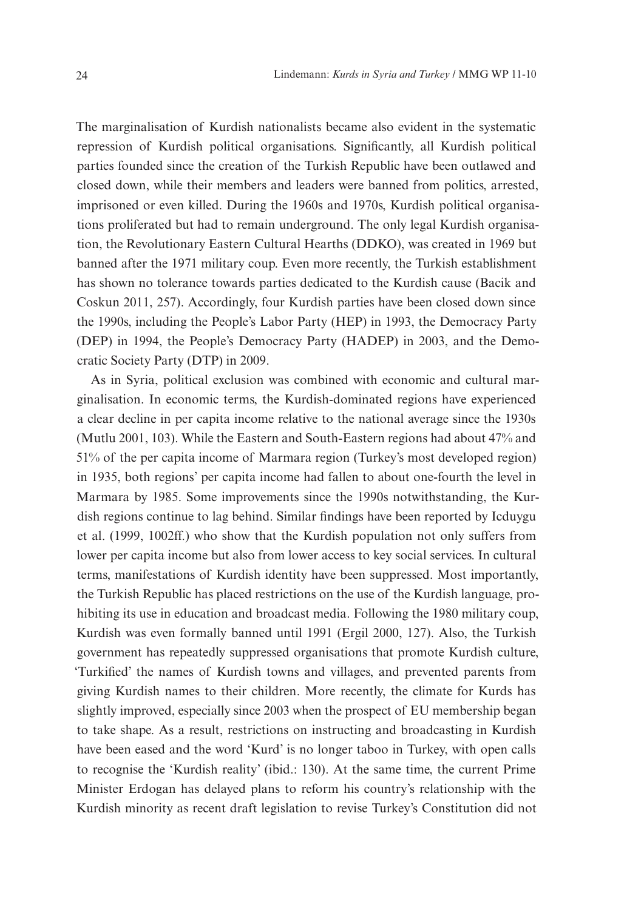The marginalisation of Kurdish nationalists became also evident in the systematic repression of Kurdish political organisations. Significantly, all Kurdish political parties founded since the creation of the Turkish Republic have been outlawed and closed down, while their members and leaders were banned from politics, arrested, imprisoned or even killed. During the 1960s and 1970s, Kurdish political organisations proliferated but had to remain underground. The only legal Kurdish organisation, the Revolutionary Eastern Cultural Hearths (DDKO), was created in 1969 but banned after the 1971 military coup. Even more recently, the Turkish establishment has shown no tolerance towards parties dedicated to the Kurdish cause (Bacik and Coskun 2011, 257). Accordingly, four Kurdish parties have been closed down since the 1990s, including the People's Labor Party (HEP) in 1993, the Democracy Party (DEP) in 1994, the People's Democracy Party (HADEP) in 2003, and the Democratic Society Party (DTP) in 2009.

As in Syria, political exclusion was combined with economic and cultural marginalisation. In economic terms, the Kurdish-dominated regions have experienced a clear decline in per capita income relative to the national average since the 1930s (Mutlu 2001, 103). While the Eastern and South-Eastern regions had about 47% and 51% of the per capita income of Marmara region (Turkey's most developed region) in 1935, both regions' per capita income had fallen to about one-fourth the level in Marmara by 1985. Some improvements since the 1990s notwithstanding, the Kurdish regions continue to lag behind. Similar findings have been reported by Icduygu et al. (1999, 1002ff.) who show that the Kurdish population not only suffers from lower per capita income but also from lower access to key social services. In cultural terms, manifestations of Kurdish identity have been suppressed. Most importantly, the Turkish Republic has placed restrictions on the use of the Kurdish language, prohibiting its use in education and broadcast media. Following the 1980 military coup, Kurdish was even formally banned until 1991 (Ergil 2000, 127). Also, the Turkish government has repeatedly suppressed organisations that promote Kurdish culture, 'Turkified' the names of Kurdish towns and villages, and prevented parents from giving Kurdish names to their children. More recently, the climate for Kurds has slightly improved, especially since 2003 when the prospect of EU membership began to take shape. As a result, restrictions on instructing and broadcasting in Kurdish have been eased and the word 'Kurd' is no longer taboo in Turkey, with open calls to recognise the 'Kurdish reality' (ibid.: 130). At the same time, the current Prime Minister Erdogan has delayed plans to reform his country's relationship with the Kurdish minority as recent draft legislation to revise Turkey's Constitution did not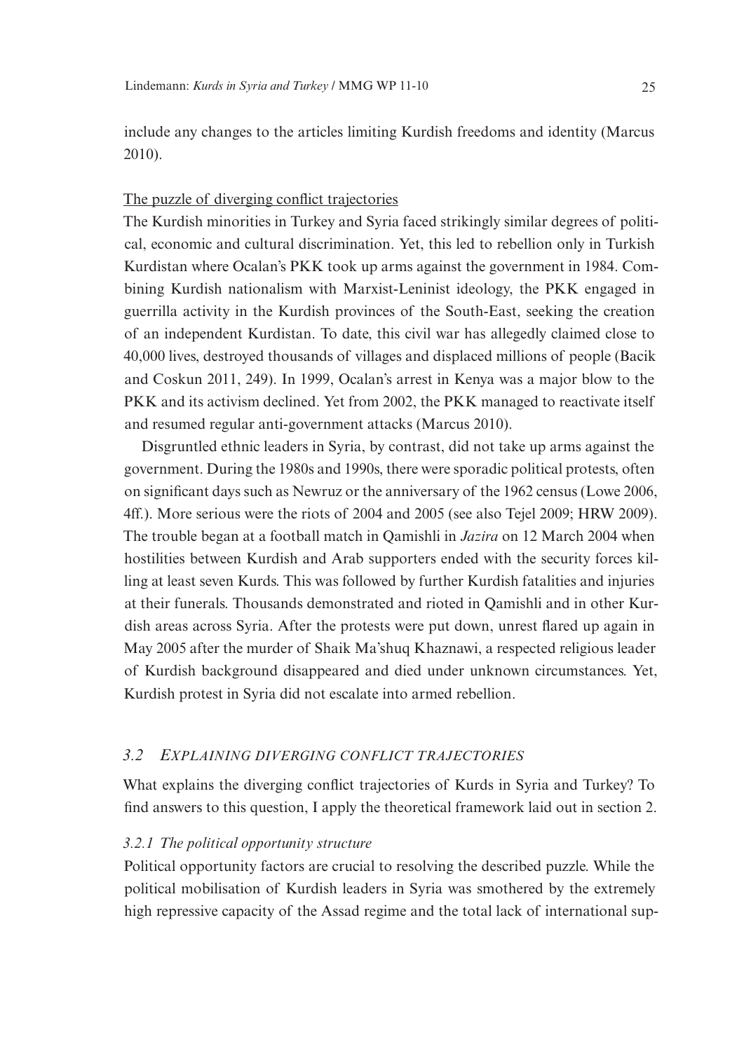include any changes to the articles limiting Kurdish freedoms and identity (Marcus 2010).

The puzzle of diverging conflict trajectories

The Kurdish minorities in Turkey and Syria faced strikingly similar degrees of political, economic and cultural discrimination. Yet, this led to rebellion only in Turkish Kurdistan where Ocalan's PKK took up arms against the government in 1984. Combining Kurdish nationalism with Marxist-Leninist ideology, the PKK engaged in guerrilla activity in the Kurdish provinces of the South-East, seeking the creation of an independent Kurdistan. To date, this civil war has allegedly claimed close to 40,000 lives, destroyed thousands of villages and displaced millions of people (Bacik and Coskun 2011, 249). In 1999, Ocalan's arrest in Kenya was a major blow to the PKK and its activism declined. Yet from 2002, the PKK managed to reactivate itself and resumed regular anti-government attacks (Marcus 2010).

Disgruntled ethnic leaders in Syria, by contrast, did not take up arms against the government. During the 1980s and 1990s, there were sporadic political protests, often on significant days such as Newruz or the anniversary of the 1962 census (Lowe 2006, 4ff.). More serious were the riots of 2004 and 2005 (see also Tejel 2009; HRW 2009). The trouble began at a football match in Qamishli in *Jazira* on 12 March 2004 when hostilities between Kurdish and Arab supporters ended with the security forces killing at least seven Kurds. This was followed by further Kurdish fatalities and injuries at their funerals. Thousands demonstrated and rioted in Qamishli and in other Kurdish areas across Syria. After the protests were put down, unrest flared up again in May 2005 after the murder of Shaik Ma'shuq Khaznawi, a respected religious leader of Kurdish background disappeared and died under unknown circumstances. Yet, Kurdish protest in Syria did not escalate into armed rebellion.

## 3.2 Explaining diverging conflict trajectories

What explains the diverging conflict trajectories of Kurds in Syria and Turkey? To find answers to this question, I apply the theoretical framework laid out in section 2.

### *3.2.1 The political opportunity structure*

Political opportunity factors are crucial to resolving the described puzzle. While the political mobilisation of Kurdish leaders in Syria was smothered by the extremely high repressive capacity of the Assad regime and the total lack of international sup-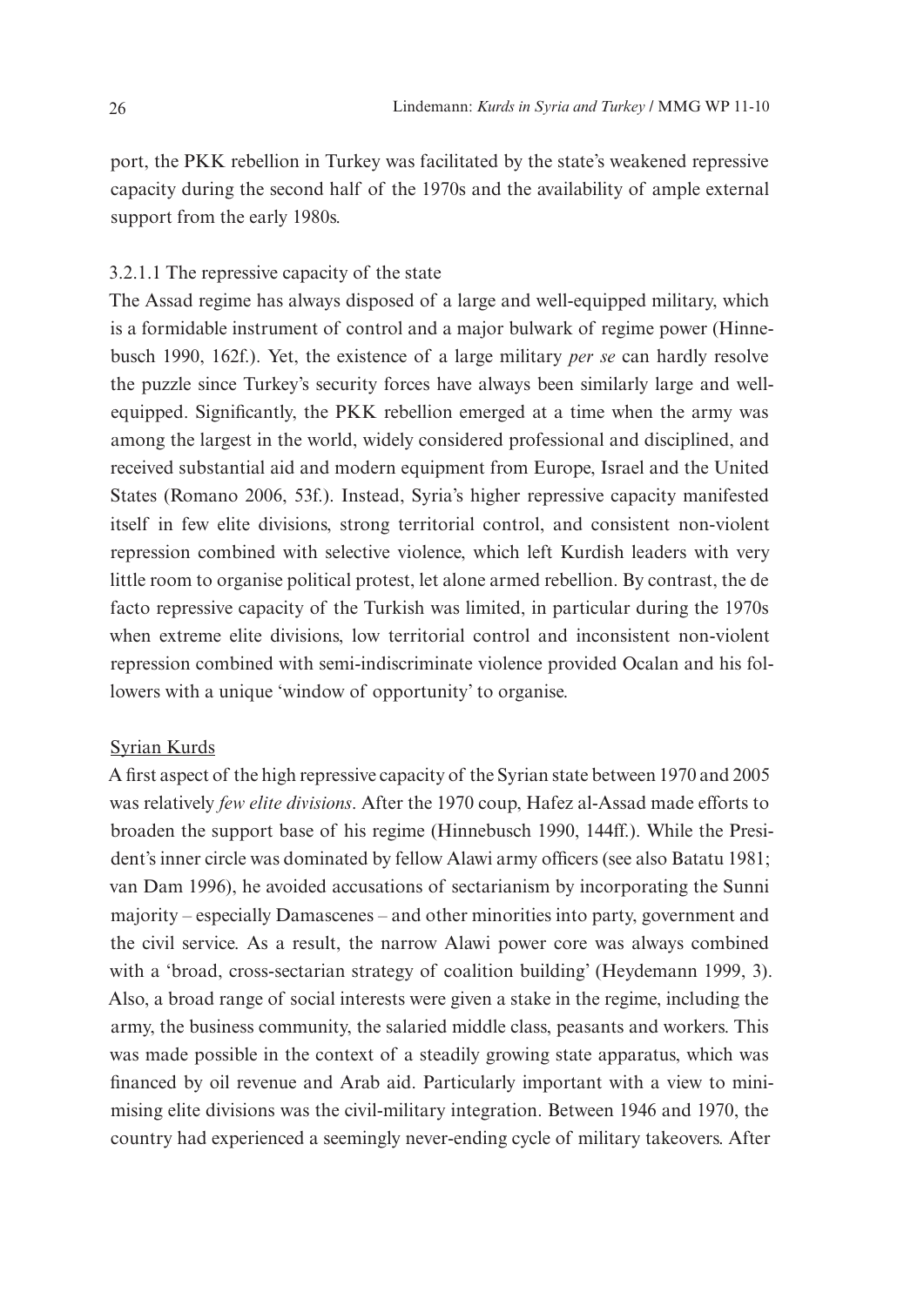port, the PKK rebellion in Turkey was facilitated by the state's weakened repressive capacity during the second half of the 1970s and the availability of ample external support from the early 1980s.

#### 3.2.1.1 The repressive capacity of the state

The Assad regime has always disposed of a large and well-equipped military, which is a formidable instrument of control and a major bulwark of regime power (Hinnebusch 1990, 162f.). Yet, the existence of a large military *per se* can hardly resolve the puzzle since Turkey's security forces have always been similarly large and well-equipped. Significantly, the PKK rebellion emerged at a time when the army was among the largest in the world, widely considered professional and disciplined, and received substantial aid and modern equipment from Europe, Israel and the United States (Romano 2006, 53f.). Instead, Syria's higher repressive capacity manifested itself in few elite divisions, strong territorial control, and consistent non-violent repression combined with selective violence, which left Kurdish leaders with very little room to organise political protest, let alone armed rebellion. By contrast, the de facto repressive capacity of the Turkish was limited, in particular during the 1970s when extreme elite divisions, low territorial control and inconsistent non-violent repression combined with semi-indiscriminate violence provided Ocalan and his followers with a unique 'window of opportunity' to organise.

<u>Syrian Kurds</u>

A first aspect of the high repressive capacity of the Syrian state between 1970 and 2005 was relatively *few elite divisions*. After the 1970 coup, Hafez al-Assad made efforts to broaden the support base of his regime (Hinnebusch 1990, 144ff.). While the President's inner circle was dominated by fellow Alawi army officers (see also Batatu 1981; van Dam 1996), he avoided accusations of sectarianism by incorporating the Sunni majority – especially Damascenes – and other minorities into party, government and the civil service. As a result, the narrow Alawi power core was always combined with a 'broad, cross-sectarian strategy of coalition building' (Heydemann 1999, 3). Also, a broad range of social interests were given a stake in the regime, including the army, the business community, the salaried middle class, peasants and workers. This was made possible in the context of a steadily growing state apparatus, which was financed by oil revenue and Arab aid. Particularly important with a view to minimising elite divisions was the civil-military integration. Between 1946 and 1970, the country had experienced a seemingly never-ending cycle of military takeovers. After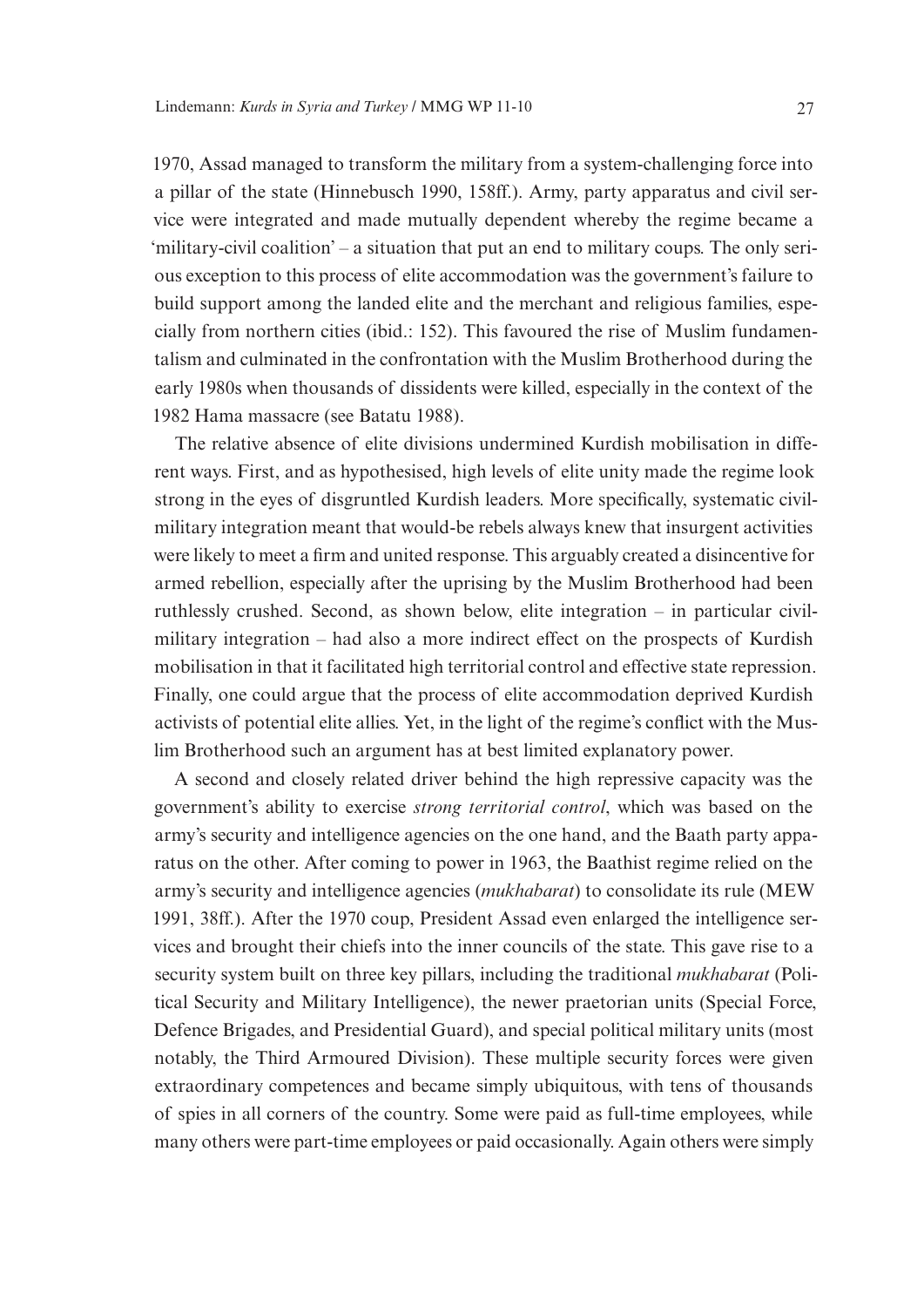1970, Assad managed to transform the military from a system-challenging force into a pillar of the state (Hinnebusch 1990, 158ff.). Army, party apparatus and civil service were integrated and made mutually dependent whereby the regime became a 'military-civil coalition' – a situation that put an end to military coups. The only serious exception to this process of elite accommodation was the government's failure to build support among the landed elite and the merchant and religious families, especially from northern cities (ibid.: 152). This favoured the rise of Muslim fundamentalism and culminated in the confrontation with the Muslim Brotherhood during the early 1980s when thousands of dissidents were killed, especially in the context of the 1982 Hama massacre (see Batatu 1988).

The relative absence of elite divisions undermined Kurdish mobilisation in different ways. First, and as hypothesised, high levels of elite unity made the regime look strong in the eyes of disgruntled Kurdish leaders. More specifically, systematic civil-military integration meant that would-be rebels always knew that insurgent activities were likely to meet a firm and united response. This arguably created a disincentive for armed rebellion, especially after the uprising by the Muslim Brotherhood had been ruthlessly crushed. Second, as shown below, elite integration – in particular civil-military integration – had also a more indirect effect on the prospects of Kurdish mobilisation in that it facilitated high territorial control and effective state repression. Finally, one could argue that the process of elite accommodation deprived Kurdish activists of potential elite allies. Yet, in the light of the regime's conflict with the Muslim Brotherhood such an argument has at best limited explanatory power.

A second and closely related driver behind the high repressive capacity was the government's ability to exercise *strong territorial control*, which was based on the army's security and intelligence agencies on the one hand, and the Baath party apparatus on the other. After coming to power in 1963, the Baathist regime relied on the army's security and intelligence agencies (*mukhabarat*) to consolidate its rule (MEW 1991, 38ff.). After the 1970 coup, President Assad even enlarged the intelligence services and brought their chiefs into the inner councils of the state. This gave rise to a security system built on three key pillars, including the traditional *mukhabarat* (Political Security and Military Intelligence), the newer praetorian units (Special Force, Defence Brigades, and Presidential Guard), and special political military units (most notably, the Third Armoured Division). These multiple security forces were given extraordinary competences and became simply ubiquitous, with tens of thousands of spies in all corners of the country. Some were paid as full-time employees, while many others were part-time employees or paid occasionally. Again others were simply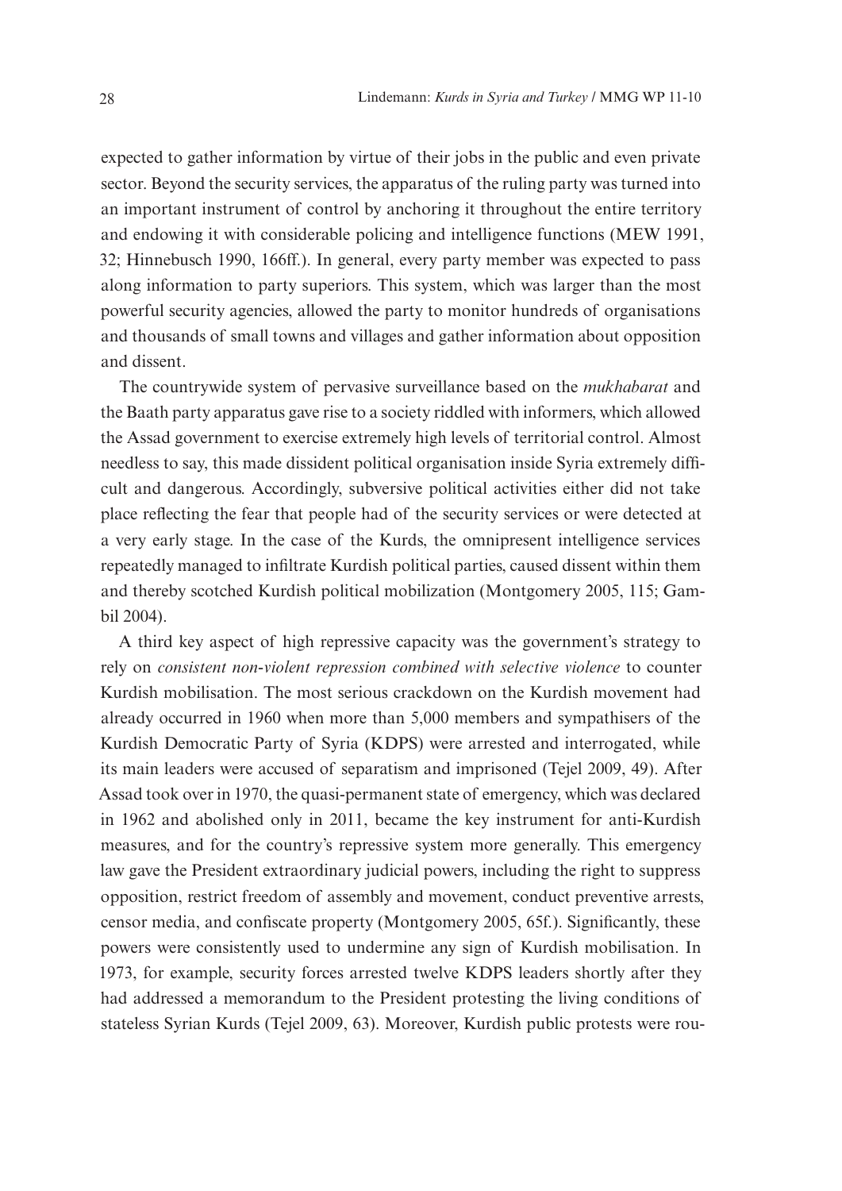expected to gather information by virtue of their jobs in the public and even private sector. Beyond the security services, the apparatus of the ruling party was turned into an important instrument of control by anchoring it throughout the entire territory and endowing it with considerable policing and intelligence functions (MEW 1991, 32; Hinnebusch 1990, 166ff.). In general, every party member was expected to pass along information to party superiors. This system, which was larger than the most powerful security agencies, allowed the party to monitor hundreds of organisations and thousands of small towns and villages and gather information about opposition and dissent.

The countrywide system of pervasive surveillance based on the *mukhabarat* and the Baath party apparatus gave rise to a society riddled with informers, which allowed the Assad government to exercise extremely high levels of territorial control. Almost needless to say, this made dissident political organisation inside Syria extremely difficult and dangerous. Accordingly, subversive political activities either did not take place reflecting the fear that people had of the security services or were detected at a very early stage. In the case of the Kurds, the omnipresent intelligence services repeatedly managed to infiltrate Kurdish political parties, caused dissent within them and thereby scotched Kurdish political mobilization (Montgomery 2005, 115; Gambil 2004).

A third key aspect of high repressive capacity was the government's strategy to rely on *consistent non-violent repression combined with selective violence* to counter Kurdish mobilisation. The most serious crackdown on the Kurdish movement had already occurred in 1960 when more than 5,000 members and sympathisers of the Kurdish Democratic Party of Syria (KDPS) were arrested and interrogated, while its main leaders were accused of separatism and imprisoned (Tejel 2009, 49). After Assad took over in 1970, the quasi-permanent state of emergency, which was declared in 1962 and abolished only in 2011, became the key instrument for anti-Kurdish measures, and for the country's repressive system more generally. This emergency law gave the President extraordinary judicial powers, including the right to suppress opposition, restrict freedom of assembly and movement, conduct preventive arrests, censor media, and confiscate property (Montgomery 2005, 65f.). Significantly, these powers were consistently used to undermine any sign of Kurdish mobilisation. In 1973, for example, security forces arrested twelve KDPS leaders shortly after they had addressed a memorandum to the President protesting the living conditions of stateless Syrian Kurds (Tejel 2009, 63). Moreover, Kurdish public protests were rou-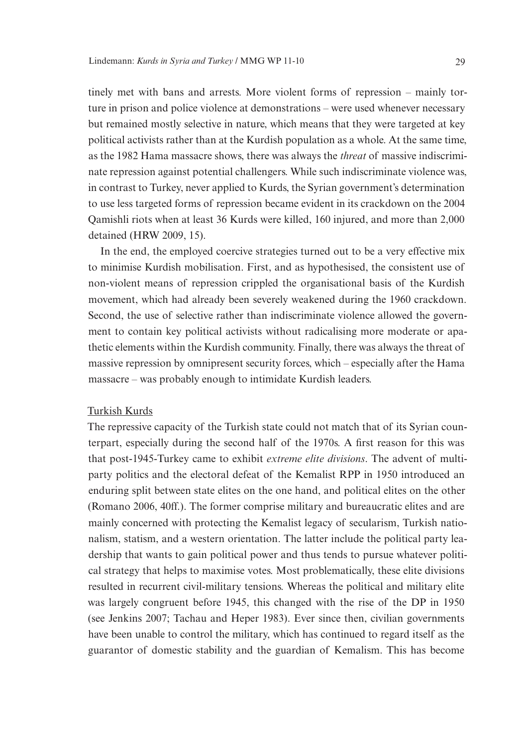tinely met with bans and arrests. More violent forms of repression – mainly torture in prison and police violence at demonstrations – were used whenever necessary but remained mostly selective in nature, which means that they were targeted at key political activists rather than at the Kurdish population as a whole. At the same time, as the 1982 Hama massacre shows, there was always the *threat* of massive indiscriminate repression against potential challengers. While such indiscriminate violence was, in contrast to Turkey, never applied to Kurds, the Syrian government's determination to use less targeted forms of repression became evident in its crackdown on the 2004 Qamishli riots when at least 36 Kurds were killed, 160 injured, and more than 2,000 detained (HRW 2009, 15).

In the end, the employed coercive strategies turned out to be a very effective mix to minimise Kurdish mobilisation. First, and as hypothesised, the consistent use of non-violent means of repression crippled the organisational basis of the Kurdish movement, which had already been severely weakened during the 1960 crackdown. Second, the use of selective rather than indiscriminate violence allowed the government to contain key political activists without radicalising more moderate or apathetic elements within the Kurdish community. Finally, there was always the threat of massive repression by omnipresent security forces, which – especially after the Hama massacre – was probably enough to intimidate Kurdish leaders.

Turkish Kurds

The repressive capacity of the Turkish state could not match that of its Syrian counterpart, especially during the second half of the 1970s. A first reason for this was that post-1945-Turkey came to exhibit *extreme elite divisions*. The advent of multiparty politics and the electoral defeat of the Kemalist RPP in 1950 introduced an enduring split between state elites on the one hand, and political elites on the other (Romano 2006, 40ff.). The former comprise military and bureaucratic elites and are mainly concerned with protecting the Kemalist legacy of secularism, Turkish nationalism, statism, and a western orientation. The latter include the political party leadership that wants to gain political power and thus tends to pursue whatever political strategy that helps to maximise votes. Most problematically, these elite divisions resulted in recurrent civil-military tensions. Whereas the political and military elite was largely congruent before 1945, this changed with the rise of the DP in 1950 (see Jenkins 2007; Tachau and Heper 1983). Ever since then, civilian governments have been unable to control the military, which has continued to regard itself as the guarantor of domestic stability and the guardian of Kemalism. This has become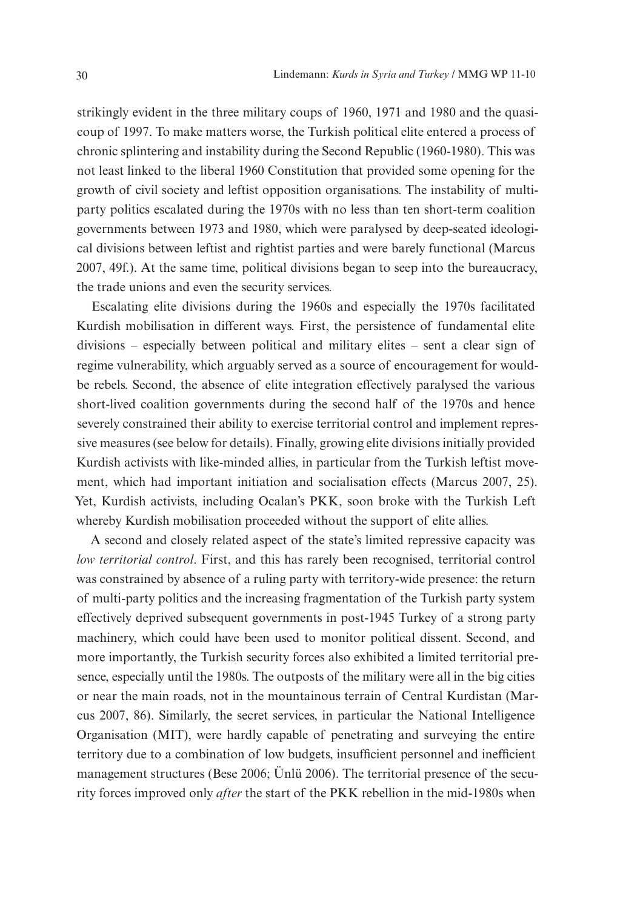strikingly evident in the three military coups of 1960, 1971 and 1980 and the quasi-coup of 1997. To make matters worse, the Turkish political elite entered a process of chronic splintering and instability during the Second Republic (1960-1980). This was not least linked to the liberal 1960 Constitution that provided some opening for the growth of civil society and leftist opposition organisations. The instability of multi-party politics escalated during the 1970s with no less than ten short-term coalition governments between 1973 and 1980, which were paralysed by deep-seated ideological divisions between leftist and rightist parties and were barely functional (Marcus 2007, 49f.). At the same time, political divisions began to seep into the bureaucracy, the trade unions and even the security services.

Escalating elite divisions during the 1960s and especially the 1970s facilitated Kurdish mobilisation in different ways. First, the persistence of fundamental elite divisions – especially between political and military elites – sent a clear sign of regime vulnerability, which arguably served as a source of encouragement for would-be rebels. Second, the absence of elite integration effectively paralysed the various short-lived coalition governments during the second half of the 1970s and hence severely constrained their ability to exercise territorial control and implement repressive measures (see below for details). Finally, growing elite divisions initially provided Kurdish activists with like-minded allies, in particular from the Turkish leftist movement, which had important initiation and socialisation effects (Marcus 2007, 25). Yet, Kurdish activists, including Ocalan's PKK, soon broke with the Turkish Left whereby Kurdish mobilisation proceeded without the support of elite allies.

A second and closely related aspect of the state's limited repressive capacity was *low territorial control*. First, and this has rarely been recognised, territorial control was constrained by absence of a ruling party with territory-wide presence: the return of multi-party politics and the increasing fragmentation of the Turkish party system effectively deprived subsequent governments in post-1945 Turkey of a strong party machinery, which could have been used to monitor political dissent. Second, and more importantly, the Turkish security forces also exhibited a limited territorial presence, especially until the 1980s. The outposts of the military were all in the big cities or near the main roads, not in the mountainous terrain of Central Kurdistan (Marcus 2007, 86). Similarly, the secret services, in particular the National Intelligence Organisation (MIT), were hardly capable of penetrating and surveying the entire territory due to a combination of low budgets, insufficient personnel and inefficient management structures (Bese 2006; Ünlü 2006). The territorial presence of the security forces improved only *after* the start of the PKK rebellion in the mid-1980s when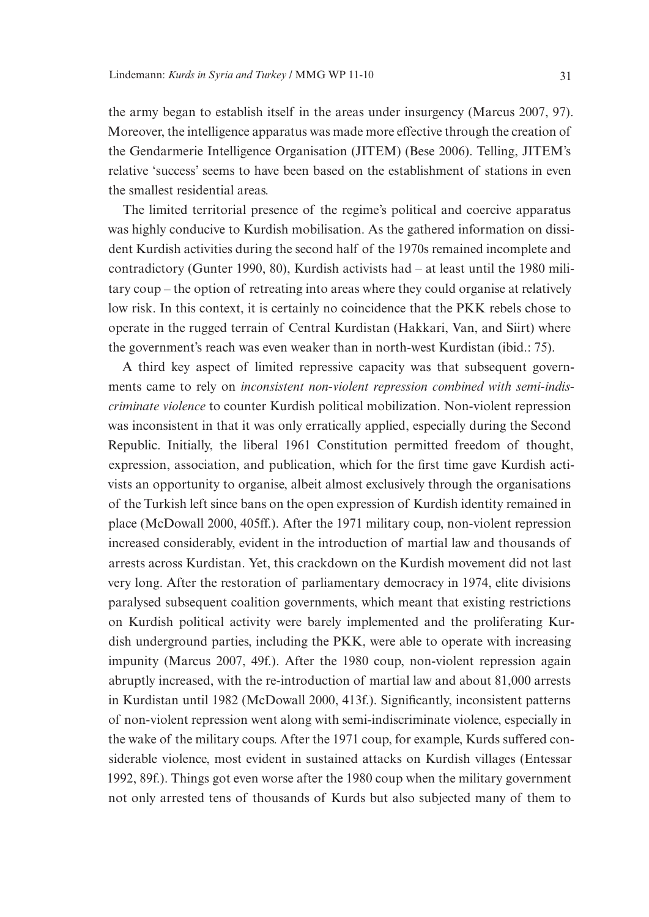the army began to establish itself in the areas under insurgency (Marcus 2007, 97). Moreover, the intelligence apparatus was made more effective through the creation of the Gendarmerie Intelligence Organisation (JITEM) (Bese 2006). Telling, JITEM's relative 'success' seems to have been based on the establishment of stations in even the smallest residential areas.

The limited territorial presence of the regime's political and coercive apparatus was highly conducive to Kurdish mobilisation. As the gathered information on dissident Kurdish activities during the second half of the 1970s remained incomplete and contradictory (Gunter 1990, 80), Kurdish activists had – at least until the 1980 military coup – the option of retreating into areas where they could organise at relatively low risk. In this context, it is certainly no coincidence that the PKK rebels chose to operate in the rugged terrain of Central Kurdistan (Hakkari, Van, and Siirt) where the government's reach was even weaker than in north-west Kurdistan (ibid.: 75).

A third key aspect of limited repressive capacity was that subsequent governments came to rely on *inconsistent non-violent repression combined with semi-indiscriminate violence* to counter Kurdish political mobilization. Non-violent repression was inconsistent in that it was only erratically applied, especially during the Second Republic. Initially, the liberal 1961 Constitution permitted freedom of thought, expression, association, and publication, which for the first time gave Kurdish activists an opportunity to organise, albeit almost exclusively through the organisations of the Turkish left since bans on the open expression of Kurdish identity remained in place (McDowall 2000, 405ff.). After the 1971 military coup, non-violent repression increased considerably, evident in the introduction of martial law and thousands of arrests across Kurdistan. Yet, this crackdown on the Kurdish movement did not last very long. After the restoration of parliamentary democracy in 1974, elite divisions paralysed subsequent coalition governments, which meant that existing restrictions on Kurdish political activity were barely implemented and the proliferating Kurdish underground parties, including the PKK, were able to operate with increasing impunity (Marcus 2007, 49f.). After the 1980 coup, non-violent repression again abruptly increased, with the re-introduction of martial law and about 81,000 arrests in Kurdistan until 1982 (McDowall 2000, 413f.). Significantly, inconsistent patterns of non-violent repression went along with semi-indiscriminate violence, especially in the wake of the military coups. After the 1971 coup, for example, Kurds suffered considerable violence, most evident in sustained attacks on Kurdish villages (Entessar 1992, 89f.). Things got even worse after the 1980 coup when the military government not only arrested tens of thousands of Kurds but also subjected many of them to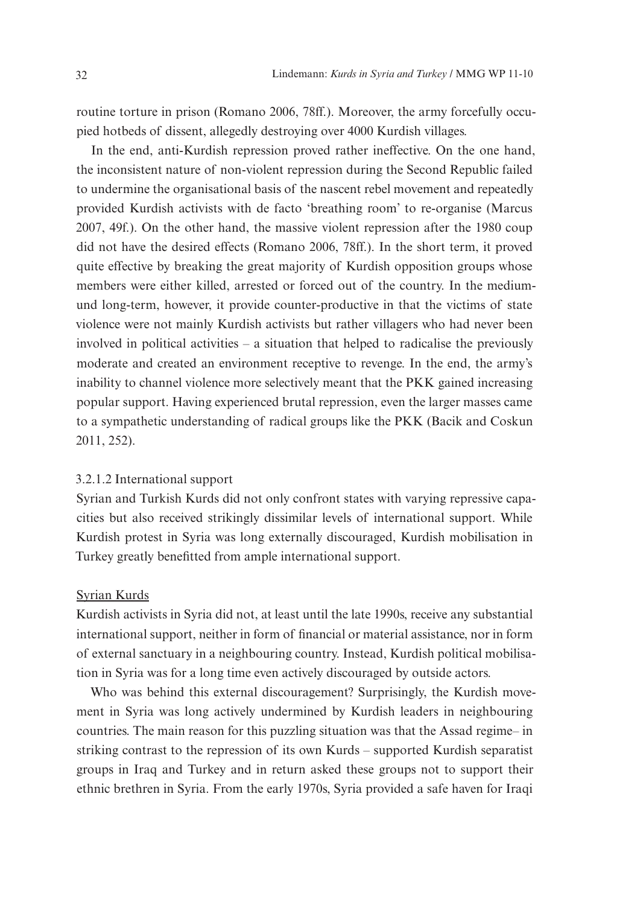routine torture in prison (Romano 2006, 78ff.). Moreover, the army forcefully occupied hotbeds of dissent, allegedly destroying over 4000 Kurdish villages.

In the end, anti-Kurdish repression proved rather ineffective. On the one hand, the inconsistent nature of non-violent repression during the Second Republic failed to undermine the organisational basis of the nascent rebel movement and repeatedly provided Kurdish activists with de facto 'breathing room' to re-organise (Marcus 2007, 49f.). On the other hand, the massive violent repression after the 1980 coup did not have the desired effects (Romano 2006, 78ff.). In the short term, it proved quite effective by breaking the great majority of Kurdish opposition groups whose members were either killed, arrested or forced out of the country. In the medium- und long-term, however, it provide counter-productive in that the victims of state violence were not mainly Kurdish activists but rather villagers who had never been involved in political activities – a situation that helped to radicalise the previously moderate and created an environment receptive to revenge. In the end, the army's inability to channel violence more selectively meant that the PKK gained increasing popular support. Having experienced brutal repression, even the larger masses came to a sympathetic understanding of radical groups like the PKK (Bacik and Coskun 2011, 252).

#### 3.2.1.2 International support

Syrian and Turkish Kurds did not only confront states with varying repressive capacities but also received strikingly dissimilar levels of international support. While Kurdish protest in Syria was long externally discouraged, Kurdish mobilisation in Turkey greatly benefitted from ample international support.

<u>Syrian Kurds</u>

Kurdish activists in Syria did not, at least until the late 1990s, receive any substantial international support, neither in form of financial or material assistance, nor in form of external sanctuary in a neighbouring country. Instead, Kurdish political mobilisation in Syria was for a long time even actively discouraged by outside actors.

Who was behind this external discouragement? Surprisingly, the Kurdish movement in Syria was long actively undermined by Kurdish leaders in neighbouring countries. The main reason for this puzzling situation was that the Assad regime– in striking contrast to the repression of its own Kurds – supported Kurdish separatist groups in Iraq and Turkey and in return asked these groups not to support their ethnic brethren in Syria. From the early 1970s, Syria provided a safe haven for Iraqi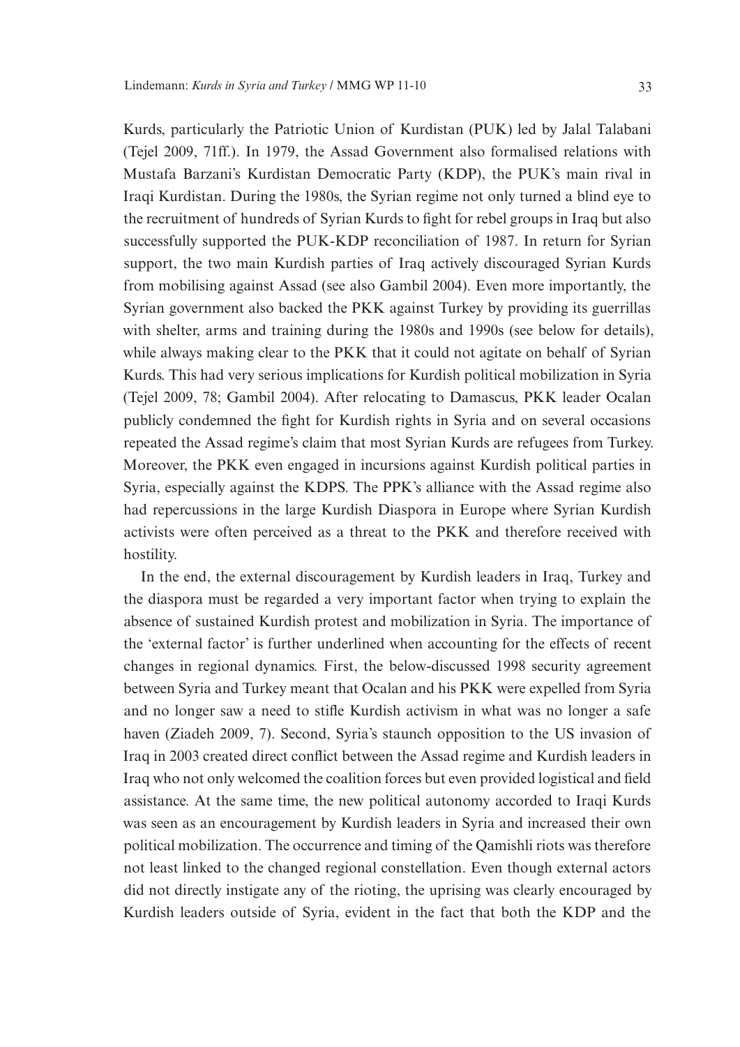Kurds, particularly the Patriotic Union of Kurdistan (PUK) led by Jalal Talabani (Tejel 2009, 71ff.). In 1979, the Assad Government also formalised relations with Mustafa Barzani's Kurdistan Democratic Party (KDP), the PUK's main rival in Iraqi Kurdistan. During the 1980s, the Syrian regime not only turned a blind eye to the recruitment of hundreds of Syrian Kurds to fight for rebel groups in Iraq but also successfully supported the PUK-KDP reconciliation of 1987. In return for Syrian support, the two main Kurdish parties of Iraq actively discouraged Syrian Kurds from mobilising against Assad (see also Gambil 2004). Even more importantly, the Syrian government also backed the PKK against Turkey by providing its guerrillas with shelter, arms and training during the 1980s and 1990s (see below for details), while always making clear to the PKK that it could not agitate on behalf of Syrian Kurds. This had very serious implications for Kurdish political mobilization in Syria (Tejel 2009, 78; Gambil 2004). After relocating to Damascus, PKK leader Ocalan publicly condemned the fight for Kurdish rights in Syria and on several occasions repeated the Assad regime's claim that most Syrian Kurds are refugees from Turkey. Moreover, the PKK even engaged in incursions against Kurdish political parties in Syria, especially against the KDPS. The PPK's alliance with the Assad regime also had repercussions in the large Kurdish Diaspora in Europe where Syrian Kurdish activists were often perceived as a threat to the PKK and therefore received with hostility.

In the end, the external discouragement by Kurdish leaders in Iraq, Turkey and the diaspora must be regarded a very important factor when trying to explain the absence of sustained Kurdish protest and mobilization in Syria. The importance of the 'external factor' is further underlined when accounting for the effects of recent changes in regional dynamics. First, the below-discussed 1998 security agreement between Syria and Turkey meant that Ocalan and his PKK were expelled from Syria and no longer saw a need to stifle Kurdish activism in what was no longer a safe haven (Ziadeh 2009, 7). Second, Syria's staunch opposition to the US invasion of Iraq in 2003 created direct conflict between the Assad regime and Kurdish leaders in Iraq who not only welcomed the coalition forces but even provided logistical and field assistance. At the same time, the new political autonomy accorded to Iraqi Kurds was seen as an encouragement by Kurdish leaders in Syria and increased their own political mobilization. The occurrence and timing of the Qamishli riots was therefore not least linked to the changed regional constellation. Even though external actors did not directly instigate any of the rioting, the uprising was clearly encouraged by Kurdish leaders outside of Syria, evident in the fact that both the KDP and the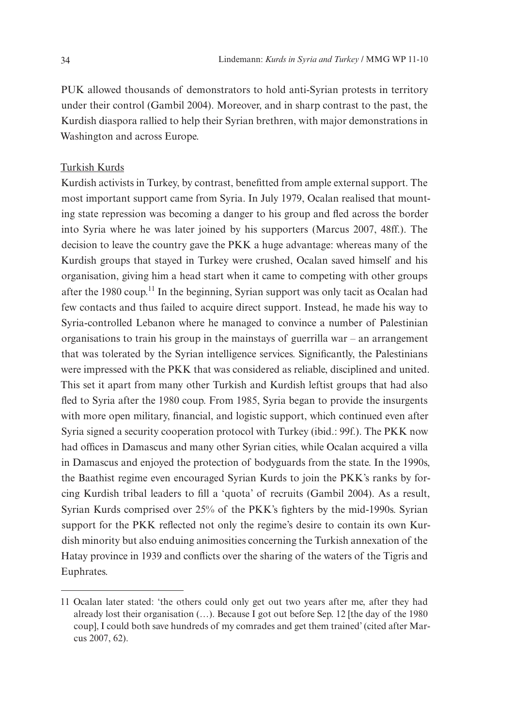PUK allowed thousands of demonstrators to hold anti-Syrian protests in territory under their control (Gambil 2004). Moreover, and in sharp contrast to the past, the Kurdish diaspora rallied to help their Syrian brethren, with major demonstrations in Washington and across Europe.

Turkish Kurds

Kurdish activists in Turkey, by contrast, benefitted from ample external support. The most important support came from Syria. In July 1979, Ocalan realised that mounting state repression was becoming a danger to his group and fled across the border into Syria where he was later joined by his supporters (Marcus 2007, 48ff.). The decision to leave the country gave the PKK a huge advantage: whereas many of the Kurdish groups that stayed in Turkey were crushed, Ocalan saved himself and his organisation, giving him a head start when it came to competing with other groups after the 1980 coup.[11] In the beginning, Syrian support was only tacit as Ocalan had few contacts and thus failed to acquire direct support. Instead, he made his way to Syria-controlled Lebanon where he managed to convince a number of Palestinian organisations to train his group in the mainstays of guerrilla war – an arrangement that was tolerated by the Syrian intelligence services. Significantly, the Palestinians were impressed with the PKK that was considered as reliable, disciplined and united. This set it apart from many other Turkish and Kurdish leftist groups that had also fled to Syria after the 1980 coup. From 1985, Syria began to provide the insurgents with more open military, financial, and logistic support, which continued even after Syria signed a security cooperation protocol with Turkey (ibid.: 99f.). The PKK now had offices in Damascus and many other Syrian cities, while Ocalan acquired a villa in Damascus and enjoyed the protection of bodyguards from the state. In the 1990s, the Baathist regime even encouraged Syrian Kurds to join the PKK's ranks by forcing Kurdish tribal leaders to fill a 'quota' of recruits (Gambil 2004). As a result, Syrian Kurds comprised over 25% of the PKK's fighters by the mid-1990s. Syrian support for the PKK reflected not only the regime's desire to contain its own Kurdish minority but also enduing animosities concerning the Turkish annexation of the Hatay province in 1939 and conflicts over the sharing of the waters of the Tigris and Euphrates.

11 Ocalan later stated: 'the others could only get out two years after me, after they had already lost their organisation (…). Because I got out before Sep. 12 [the day of the 1980 coup], I could both save hundreds of my comrades and get them trained' (cited after Marcus 2007, 62).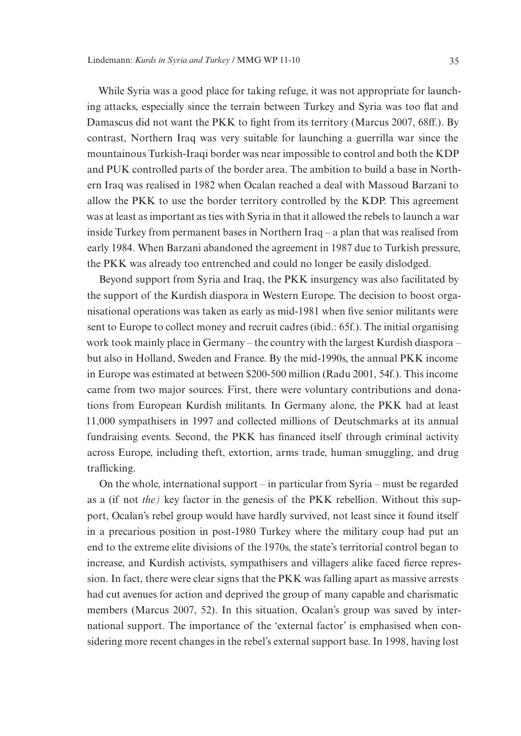While Syria was a good place for taking refuge, it was not appropriate for launching attacks, especially since the terrain between Turkey and Syria was too flat and Damascus did not want the PKK to fight from its territory (Marcus 2007, 68ff.). By contrast, Northern Iraq was very suitable for launching a guerrilla war since the mountainous Turkish-Iraqi border was near impossible to control and both the KDP and PUK controlled parts of the border area. The ambition to build a base in Northern Iraq was realised in 1982 when Ocalan reached a deal with Massoud Barzani to allow the PKK to use the border territory controlled by the KDP. This agreement was at least as important as ties with Syria in that it allowed the rebels to launch a war inside Turkey from permanent bases in Northern Iraq – a plan that was realised from early 1984. When Barzani abandoned the agreement in 1987 due to Turkish pressure, the PKK was already too entrenched and could no longer be easily dislodged.

Beyond support from Syria and Iraq, the PKK insurgency was also facilitated by the support of the Kurdish diaspora in Western Europe. The decision to boost organisational operations was taken as early as mid-1981 when five senior militants were sent to Europe to collect money and recruit cadres (ibid.: 65f.). The initial organising work took mainly place in Germany – the country with the largest Kurdish diaspora – but also in Holland, Sweden and France. By the mid-1990s, the annual PKK income in Europe was estimated at between $200-500 million (Radu 2001, 54f.). This income came from two major sources. First, there were voluntary contributions and donations from European Kurdish militants. In Germany alone, the PKK had at least 11,000 sympathisers in 1997 and collected millions of Deutschmarks at its annual fundraising events. Second, the PKK has financed itself through criminal activity across Europe, including theft, extortion, arms trade, human smuggling, and drug trafficking.

On the whole, international support – in particular from Syria – must be regarded as a (if not *the)* key factor in the genesis of the PKK rebellion. Without this support, Ocalan's rebel group would have hardly survived, not least since it found itself in a precarious position in post-1980 Turkey where the military coup had put an end to the extreme elite divisions of the 1970s, the state's territorial control began to increase, and Kurdish activists, sympathisers and villagers alike faced fierce repression. In fact, there were clear signs that the PKK was falling apart as massive arrests had cut avenues for action and deprived the group of many capable and charismatic members (Marcus 2007, 52). In this situation, Ocalan's group was saved by international support. The importance of the 'external factor' is emphasised when considering more recent changes in the rebel's external support base. In 1998, having lost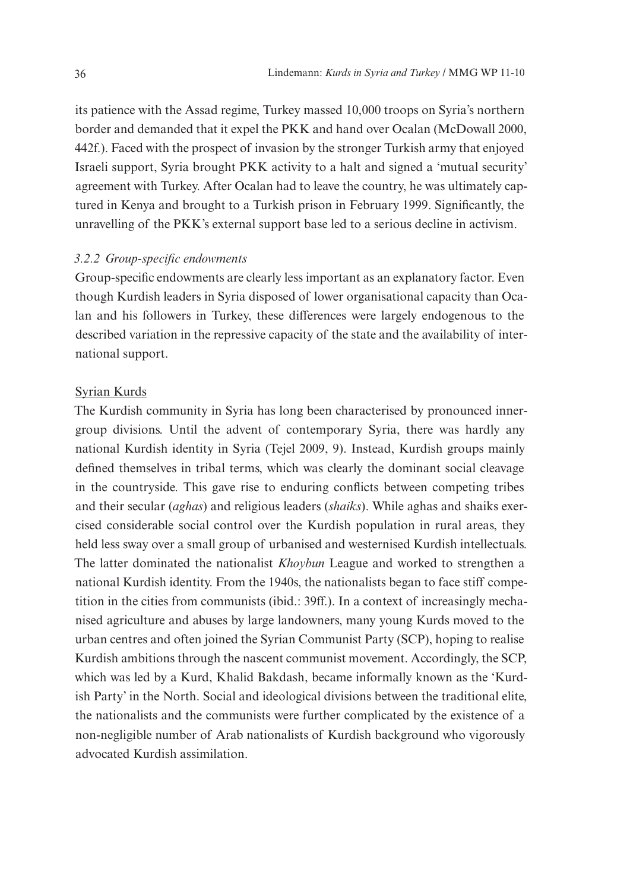its patience with the Assad regime, Turkey massed 10,000 troops on Syria's northern border and demanded that it expel the PKK and hand over Ocalan (McDowall 2000, 442f.). Faced with the prospect of invasion by the stronger Turkish army that enjoyed Israeli support, Syria brought PKK activity to a halt and signed a 'mutual security' agreement with Turkey. After Ocalan had to leave the country, he was ultimately captured in Kenya and brought to a Turkish prison in February 1999. Significantly, the unravelling of the PKK's external support base led to a serious decline in activism.

### *3.2.2 Group-specific endowments*

Group-specific endowments are clearly less important as an explanatory factor. Even though Kurdish leaders in Syria disposed of lower organisational capacity than Ocalan and his followers in Turkey, these differences were largely endogenous to the described variation in the repressive capacity of the state and the availability of international support.

#### <u>Syrian Kurds</u>

The Kurdish community in Syria has long been characterised by pronounced innergroup divisions. Until the advent of contemporary Syria, there was hardly any national Kurdish identity in Syria (Tejel 2009, 9). Instead, Kurdish groups mainly defined themselves in tribal terms, which was clearly the dominant social cleavage in the countryside. This gave rise to enduring conflicts between competing tribes and their secular (*aghas*) and religious leaders (*shaiks*). While aghas and shaiks exercised considerable social control over the Kurdish population in rural areas, they held less sway over a small group of urbanised and westernised Kurdish intellectuals. The latter dominated the nationalist *Khoybun* League and worked to strengthen a national Kurdish identity. From the 1940s, the nationalists began to face stiff competition in the cities from communists (ibid.: 39ff.). In a context of increasingly mechanised agriculture and abuses by large landowners, many young Kurds moved to the urban centres and often joined the Syrian Communist Party (SCP), hoping to realise Kurdish ambitions through the nascent communist movement. Accordingly, the SCP, which was led by a Kurd, Khalid Bakdash, became informally known as the 'Kurdish Party' in the North. Social and ideological divisions between the traditional elite, the nationalists and the communists were further complicated by the existence of a non-negligible number of Arab nationalists of Kurdish background who vigorously advocated Kurdish assimilation.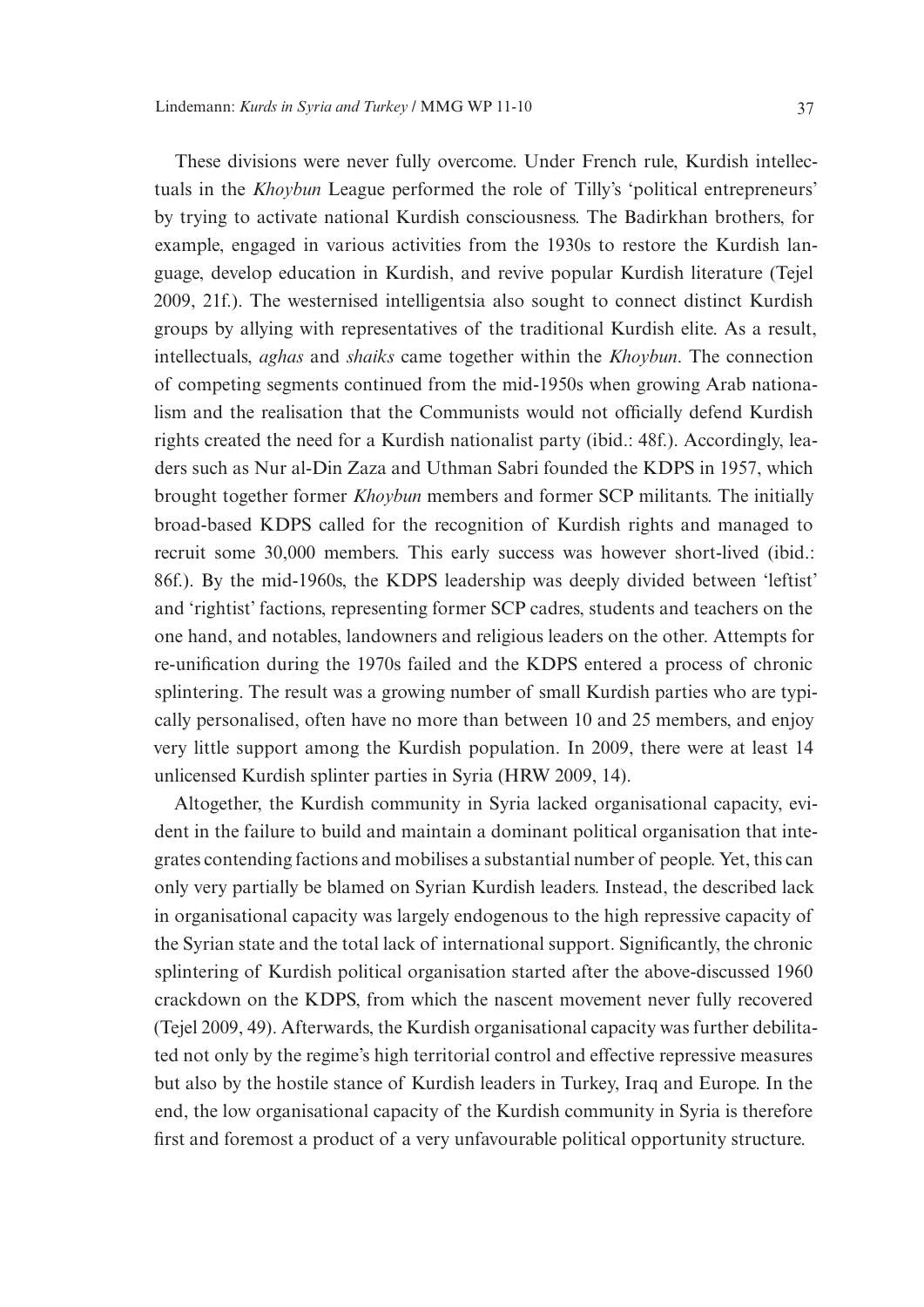These divisions were never fully overcome. Under French rule, Kurdish intellectuals in the *Khoybun* League performed the role of Tilly's 'political entrepreneurs' by trying to activate national Kurdish consciousness. The Badirkhan brothers, for example, engaged in various activities from the 1930s to restore the Kurdish language, develop education in Kurdish, and revive popular Kurdish literature (Tejel 2009, 21f.). The westernised intelligentsia also sought to connect distinct Kurdish groups by allying with representatives of the traditional Kurdish elite. As a result, intellectuals, *aghas* and *shaiks* came together within the *Khoybun*. The connection of competing segments continued from the mid-1950s when growing Arab nationalism and the realisation that the Communists would not officially defend Kurdish rights created the need for a Kurdish nationalist party (ibid.: 48f.). Accordingly, leaders such as Nur al-Din Zaza and Uthman Sabri founded the KDPS in 1957, which brought together former *Khoybun* members and former SCP militants. The initially broad-based KDPS called for the recognition of Kurdish rights and managed to recruit some 30,000 members. This early success was however short-lived (ibid.: 86f.). By the mid-1960s, the KDPS leadership was deeply divided between 'leftist' and 'rightist' factions, representing former SCP cadres, students and teachers on the one hand, and notables, landowners and religious leaders on the other. Attempts for re-unification during the 1970s failed and the KDPS entered a process of chronic splintering. The result was a growing number of small Kurdish parties who are typically personalised, often have no more than between 10 and 25 members, and enjoy very little support among the Kurdish population. In 2009, there were at least 14 unlicensed Kurdish splinter parties in Syria (HRW 2009, 14).

Altogether, the Kurdish community in Syria lacked organisational capacity, evident in the failure to build and maintain a dominant political organisation that integrates contending factions and mobilises a substantial number of people. Yet, this can only very partially be blamed on Syrian Kurdish leaders. Instead, the described lack in organisational capacity was largely endogenous to the high repressive capacity of the Syrian state and the total lack of international support. Significantly, the chronic splintering of Kurdish political organisation started after the above-discussed 1960 crackdown on the KDPS, from which the nascent movement never fully recovered (Tejel 2009, 49). Afterwards, the Kurdish organisational capacity was further debilitated not only by the regime's high territorial control and effective repressive measures but also by the hostile stance of Kurdish leaders in Turkey, Iraq and Europe. In the end, the low organisational capacity of the Kurdish community in Syria is therefore first and foremost a product of a very unfavourable political opportunity structure.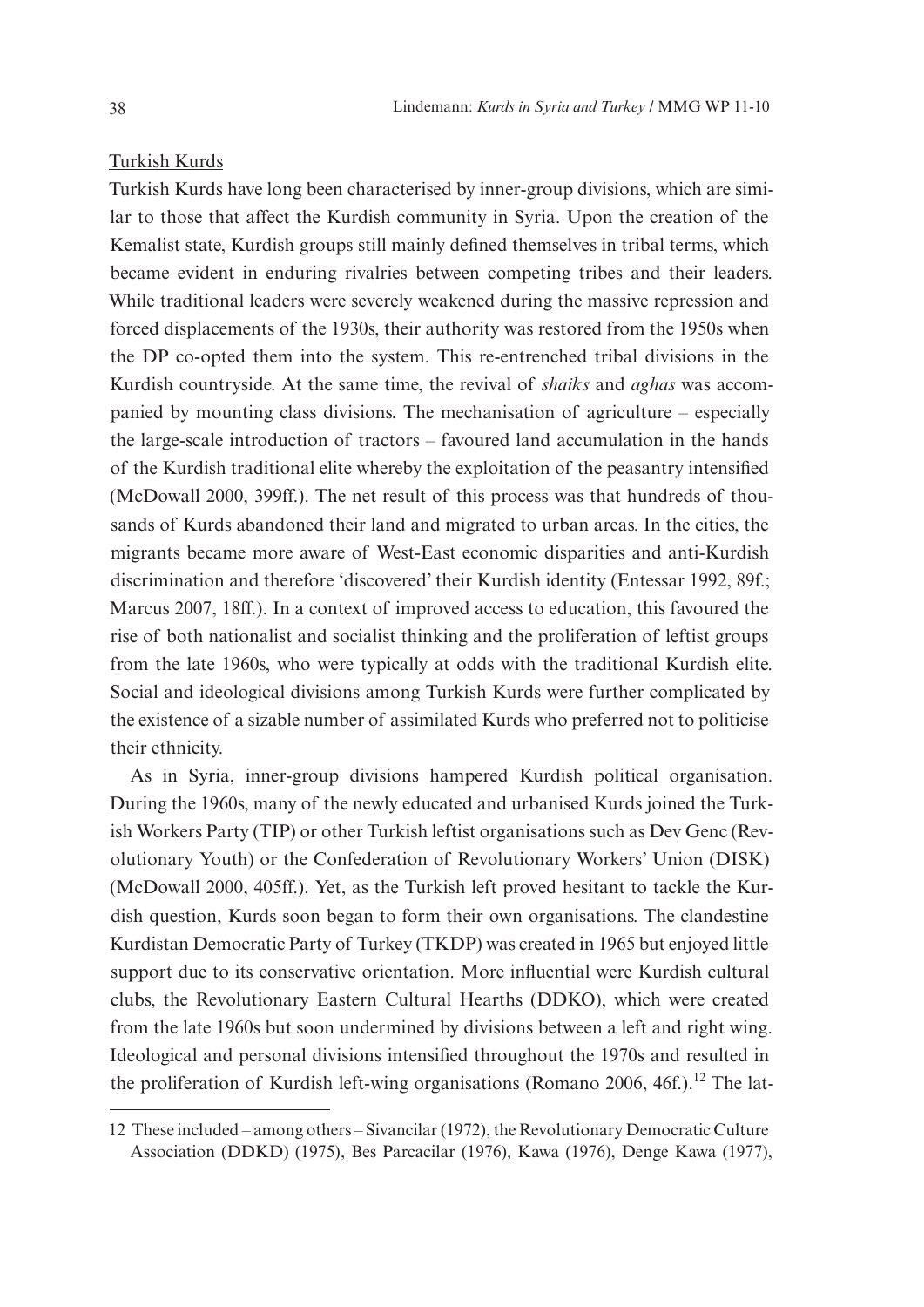Turkish Kurds

Turkish Kurds have long been characterised by inner-group divisions, which are similar to those that affect the Kurdish community in Syria. Upon the creation of the Kemalist state, Kurdish groups still mainly defined themselves in tribal terms, which became evident in enduring rivalries between competing tribes and their leaders. While traditional leaders were severely weakened during the massive repression and forced displacements of the 1930s, their authority was restored from the 1950s when the DP co-opted them into the system. This re-entrenched tribal divisions in the Kurdish countryside. At the same time, the revival of *shaiks* and *aghas* was accompanied by mounting class divisions. The mechanisation of agriculture – especially the large-scale introduction of tractors – favoured land accumulation in the hands of the Kurdish traditional elite whereby the exploitation of the peasantry intensified (McDowall 2000, 399ff.). The net result of this process was that hundreds of thousands of Kurds abandoned their land and migrated to urban areas. In the cities, the migrants became more aware of West-East economic disparities and anti-Kurdish discrimination and therefore 'discovered' their Kurdish identity (Entessar 1992, 89f.; Marcus 2007, 18ff.). In a context of improved access to education, this favoured the rise of both nationalist and socialist thinking and the proliferation of leftist groups from the late 1960s, who were typically at odds with the traditional Kurdish elite. Social and ideological divisions among Turkish Kurds were further complicated by the existence of a sizable number of assimilated Kurds who preferred not to politicise their ethnicity.

As in Syria, inner-group divisions hampered Kurdish political organisation. During the 1960s, many of the newly educated and urbanised Kurds joined the Turkish Workers Party (TIP) or other Turkish leftist organisations such as Dev Genc (Revolutionary Youth) or the Confederation of Revolutionary Workers' Union (DISK) (McDowall 2000, 405ff.). Yet, as the Turkish left proved hesitant to tackle the Kurdish question, Kurds soon began to form their own organisations. The clandestine Kurdistan Democratic Party of Turkey (TKDP) was created in 1965 but enjoyed little support due to its conservative orientation. More influential were Kurdish cultural clubs, the Revolutionary Eastern Cultural Hearths (DDKO), which were created from the late 1960s but soon undermined by divisions between a left and right wing. Ideological and personal divisions intensified throughout the 1970s and resulted in the proliferation of Kurdish left-wing organisations (Romano 2006, 46f.).[12] The lat-

12 These included – among others – Sivancilar (1972), the Revolutionary Democratic Culture Association (DDKD) (1975), Bes Parcacilar (1976), Kawa (1976), Denge Kawa (1977),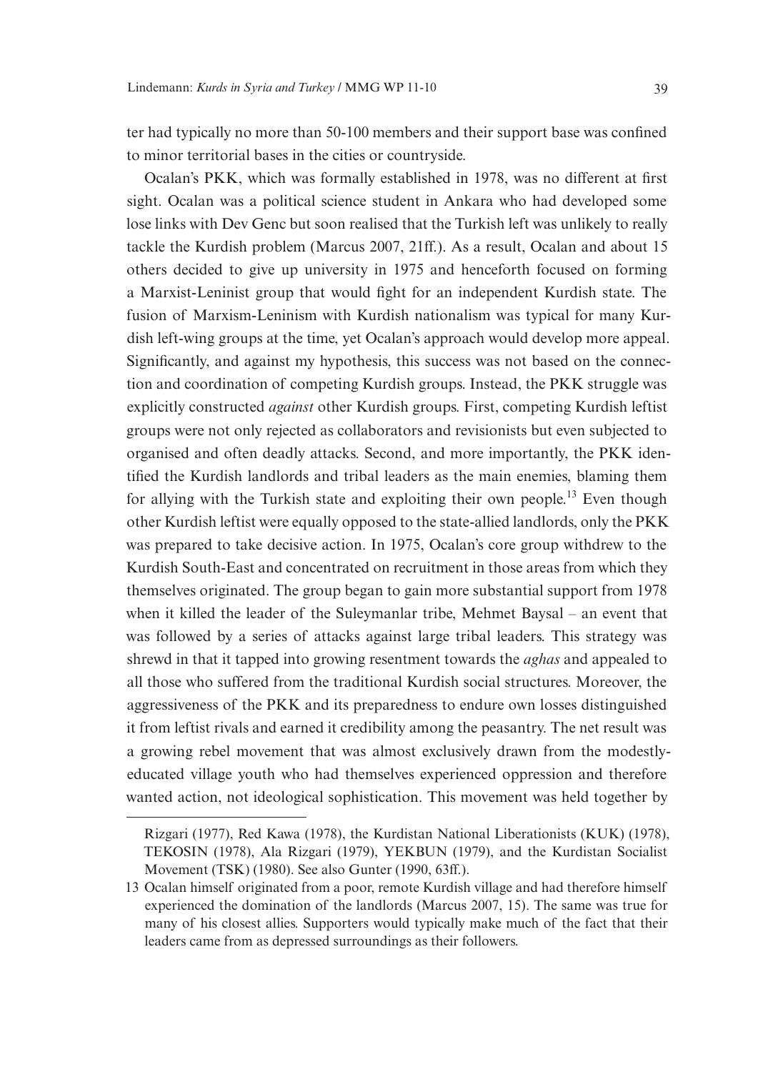ter had typically no more than 50-100 members and their support base was confined to minor territorial bases in the cities or countryside.

Ocalan's PKK, which was formally established in 1978, was no different at first sight. Ocalan was a political science student in Ankara who had developed some lose links with Dev Genc but soon realised that the Turkish left was unlikely to really tackle the Kurdish problem (Marcus 2007, 21ff.). As a result, Ocalan and about 15 others decided to give up university in 1975 and henceforth focused on forming a Marxist-Leninist group that would fight for an independent Kurdish state. The fusion of Marxism-Leninism with Kurdish nationalism was typical for many Kurdish left-wing groups at the time, yet Ocalan's approach would develop more appeal. Significantly, and against my hypothesis, this success was not based on the connection and coordination of competing Kurdish groups. Instead, the PKK struggle was explicitly constructed *against* other Kurdish groups. First, competing Kurdish leftist groups were not only rejected as collaborators and revisionists but even subjected to organised and often deadly attacks. Second, and more importantly, the PKK identified the Kurdish landlords and tribal leaders as the main enemies, blaming them for allying with the Turkish state and exploiting their own people.[13] Even though other Kurdish leftist were equally opposed to the state-allied landlords, only the PKK was prepared to take decisive action. In 1975, Ocalan's core group withdrew to the Kurdish South-East and concentrated on recruitment in those areas from which they themselves originated. The group began to gain more substantial support from 1978 when it killed the leader of the Suleymanlar tribe, Mehmet Baysal – an event that was followed by a series of attacks against large tribal leaders. This strategy was shrewd in that it tapped into growing resentment towards the *aghas* and appealed to all those who suffered from the traditional Kurdish social structures. Moreover, the aggressiveness of the PKK and its preparedness to endure own losses distinguished it from leftist rivals and earned it credibility among the peasantry. The net result was a growing rebel movement that was almost exclusively drawn from the modestly-educated village youth who had themselves experienced oppression and therefore wanted action, not ideological sophistication. This movement was held together by

Rizgari (1977), Red Kawa (1978), the Kurdistan National Liberationists (KUK) (1978), TEKOSIN (1978), Ala Rizgari (1979), YEKBUN (1979), and the Kurdistan Socialist Movement (TSK) (1980). See also Gunter (1990, 63ff.).

13 Ocalan himself originated from a poor, remote Kurdish village and had therefore himself experienced the domination of the landlords (Marcus 2007, 15). The same was true for many of his closest allies. Supporters would typically make much of the fact that their leaders came from as depressed surroundings as their followers.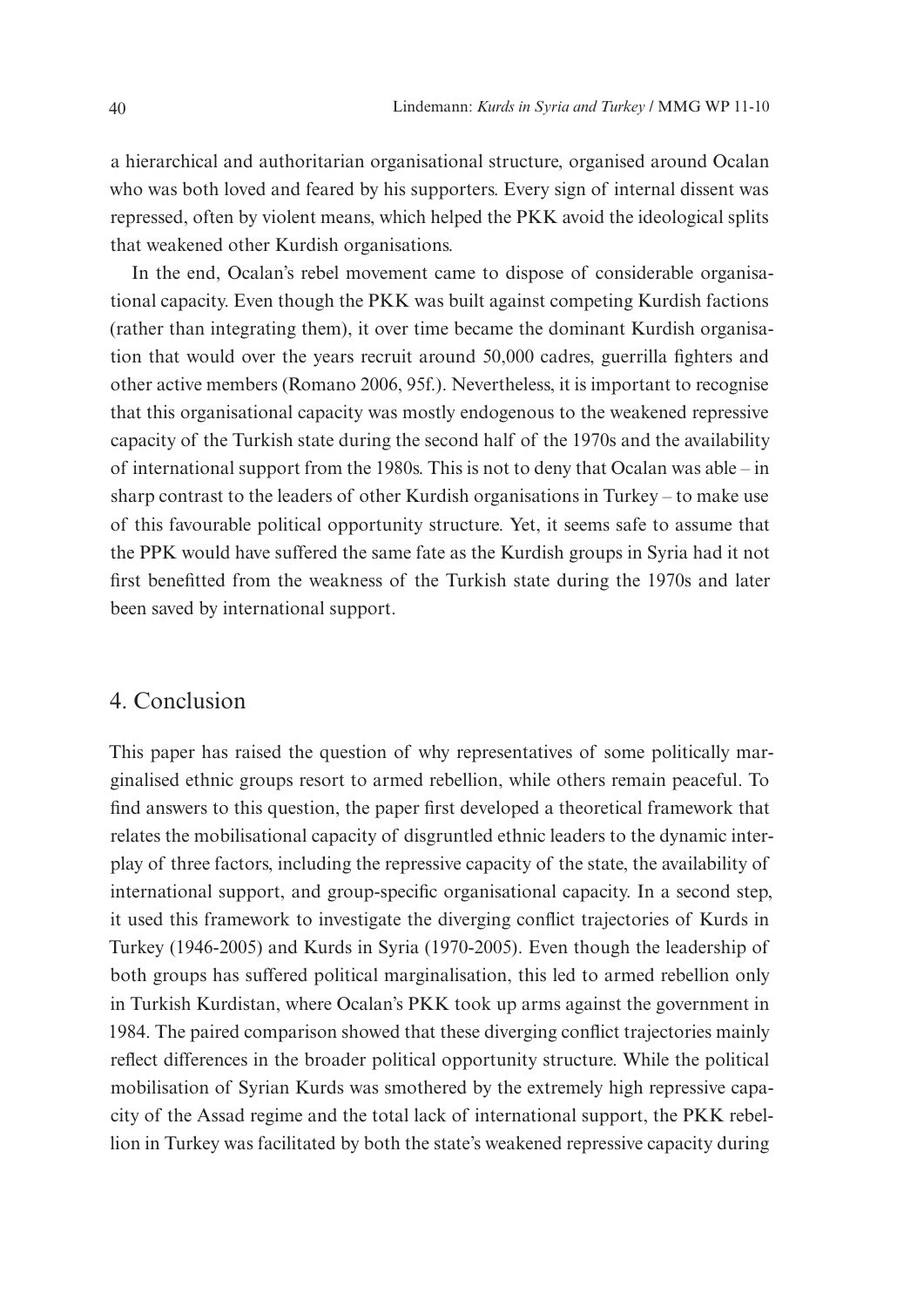a hierarchical and authoritarian organisational structure, organised around Ocalan who was both loved and feared by his supporters. Every sign of internal dissent was repressed, often by violent means, which helped the PKK avoid the ideological splits that weakened other Kurdish organisations.

In the end, Ocalan's rebel movement came to dispose of considerable organisational capacity. Even though the PKK was built against competing Kurdish factions (rather than integrating them), it over time became the dominant Kurdish organisation that would over the years recruit around 50,000 cadres, guerrilla fighters and other active members (Romano 2006, 95f.). Nevertheless, it is important to recognise that this organisational capacity was mostly endogenous to the weakened repressive capacity of the Turkish state during the second half of the 1970s and the availability of international support from the 1980s. This is not to deny that Ocalan was able – in sharp contrast to the leaders of other Kurdish organisations in Turkey – to make use of this favourable political opportunity structure. Yet, it seems safe to assume that the PPK would have suffered the same fate as the Kurdish groups in Syria had it not first benefitted from the weakness of the Turkish state during the 1970s and later been saved by international support.

## 4. Conclusion

This paper has raised the question of why representatives of some politically marginalised ethnic groups resort to armed rebellion, while others remain peaceful. To find answers to this question, the paper first developed a theoretical framework that relates the mobilisational capacity of disgruntled ethnic leaders to the dynamic interplay of three factors, including the repressive capacity of the state, the availability of international support, and group-specific organisational capacity. In a second step, it used this framework to investigate the diverging conflict trajectories of Kurds in Turkey (1946-2005) and Kurds in Syria (1970-2005). Even though the leadership of both groups has suffered political marginalisation, this led to armed rebellion only in Turkish Kurdistan, where Ocalan's PKK took up arms against the government in 1984. The paired comparison showed that these diverging conflict trajectories mainly reflect differences in the broader political opportunity structure. While the political mobilisation of Syrian Kurds was smothered by the extremely high repressive capacity of the Assad regime and the total lack of international support, the PKK rebellion in Turkey was facilitated by both the state's weakened repressive capacity during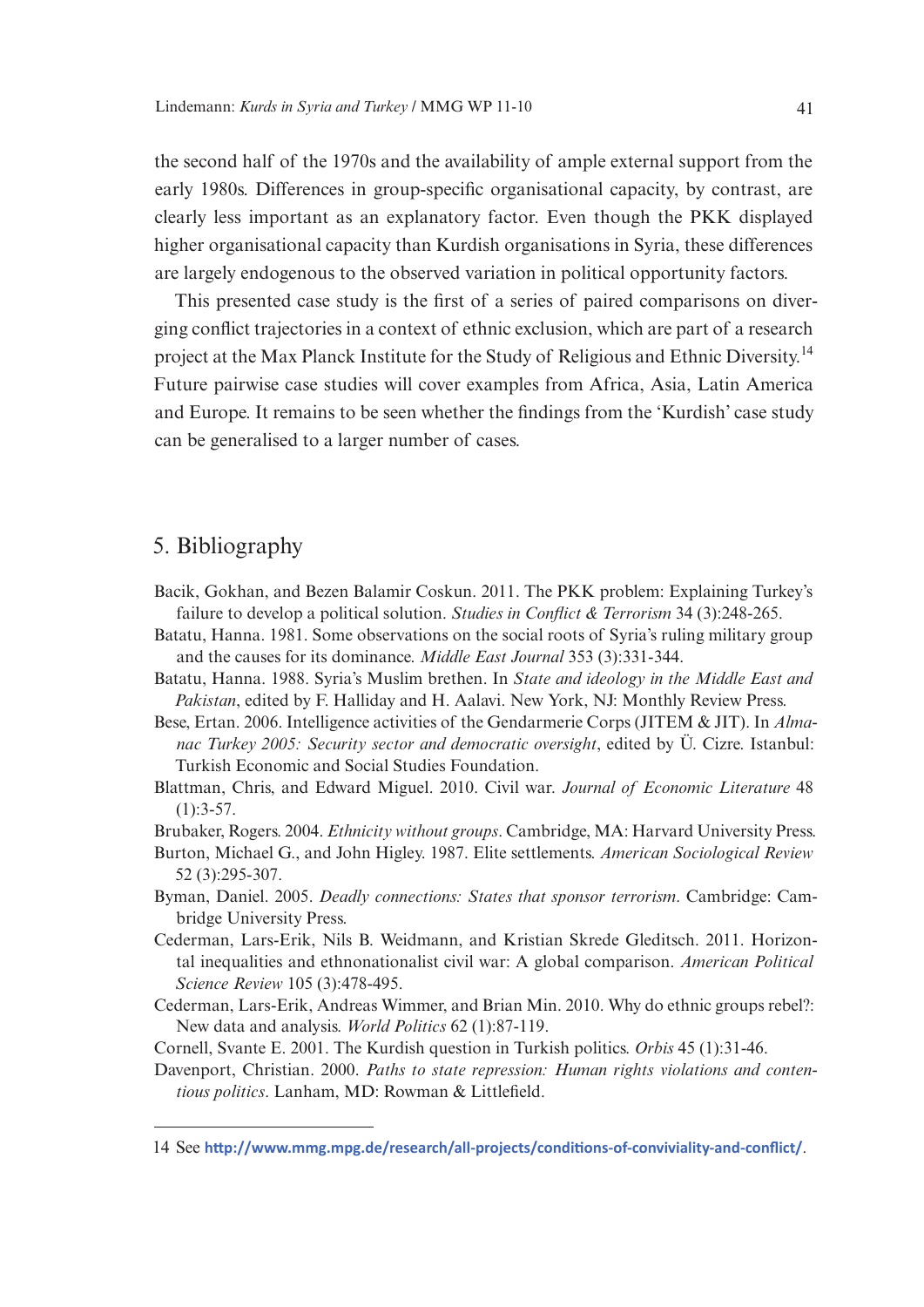the second half of the 1970s and the availability of ample external support from the early 1980s. Differences in group-specific organisational capacity, by contrast, are clearly less important as an explanatory factor. Even though the PKK displayed higher organisational capacity than Kurdish organisations in Syria, these differences are largely endogenous to the observed variation in political opportunity factors.

This presented case study is the first of a series of paired comparisons on diverging conflict trajectories in a context of ethnic exclusion, which are part of a research project at the Max Planck Institute for the Study of Religious and Ethnic Diversity.[14] Future pairwise case studies will cover examples from Africa, Asia, Latin America and Europe. It remains to be seen whether the findings from the 'Kurdish' case study can be generalised to a larger number of cases.

## 5. Bibliography

Bacik, Gokhan, and Bezen Balamir Coskun. 2011. The PKK problem: Explaining Turkey's failure to develop a political solution. *Studies in Conflict & Terrorism* 34 (3):248-265.

Batatu, Hanna. 1981. Some observations on the social roots of Syria's ruling military group and the causes for its dominance. *Middle East Journal* 353 (3):331-344.

Batatu, Hanna. 1988. Syria's Muslim brethen. In *State and ideology in the Middle East and Pakistan*, edited by F. Halliday and H. Aalavi. New York, NJ: Monthly Review Press.

Bese, Ertan. 2006. Intelligence activities of the Gendarmerie Corps (JITEM & JIT). In *Almanac Turkey 2005: Security sector and democratic oversight*, edited by Ü. Cizre. Istanbul: Turkish Economic and Social Studies Foundation.

Blattman, Chris, and Edward Miguel. 2010. Civil war. *Journal of Economic Literature* 48 (1):3-57.

Brubaker, Rogers. 2004. *Ethnicity without groups*. Cambridge, MA: Harvard University Press.

Burton, Michael G., and John Higley. 1987. Elite settlements. *American Sociological Review* 52 (3):295-307.

Byman, Daniel. 2005. *Deadly connections: States that sponsor terrorism*. Cambridge: Cambridge University Press.

Cederman, Lars-Erik, Nils B. Weidmann, and Kristian Skrede Gleditsch. 2011. Horizontal inequalities and ethnonationalist civil war: A global comparison. *American Political Science Review* 105 (3):478-495.

Cederman, Lars-Erik, Andreas Wimmer, and Brian Min. 2010. Why do ethnic groups rebel?: New data and analysis. *World Politics* 62 (1):87-119.

Cornell, Svante E. 2001. The Kurdish question in Turkish politics. *Orbis* 45 (1):31-46.

Davenport, Christian. 2000. *Paths to state repression: Human rights violations and contentious politics*. Lanham, MD: Rowman & Littlefield.

---

14 See **http://www.mmg.mpg.de/research/all-projects/conditions-of-conviviality-and-conflict/**.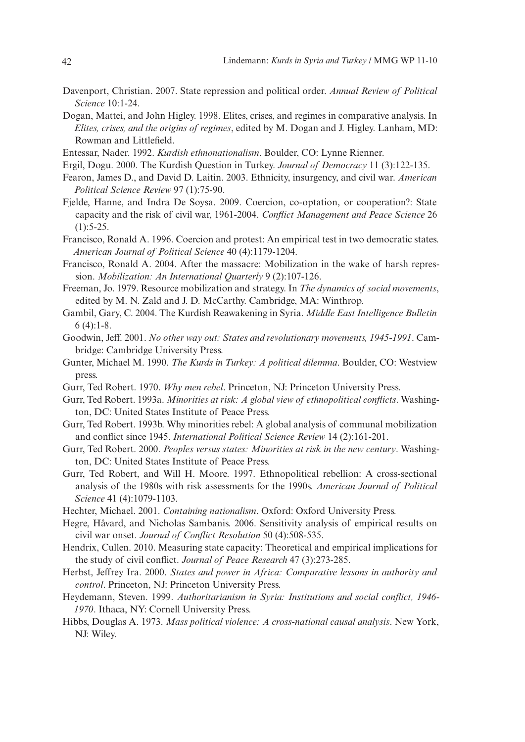Davenport, Christian. 2007. State repression and political order. *Annual Review of Political Science* 10:1-24.

Dogan, Mattei, and John Higley. 1998. Elites, crises, and regimes in comparative analysis. In *Elites, crises, and the origins of regimes*, edited by M. Dogan and J. Higley. Lanham, MD: Rowman and Littlefield.

Entessar, Nader. 1992. *Kurdish ethnonationalism*. Boulder, CO: Lynne Rienner.

Ergil, Dogu. 2000. The Kurdish Question in Turkey. *Journal of Democracy* 11 (3):122-135.

Fearon, James D., and David D. Laitin. 2003. Ethnicity, insurgency, and civil war. *American Political Science Review* 97 (1):75-90.

Fjelde, Hanne, and Indra De Soysa. 2009. Coercion, co-optation, or cooperation?: State capacity and the risk of civil war, 1961-2004. *Conflict Management and Peace Science* 26 (1):5-25.

Francisco, Ronald A. 1996. Coercion and protest: An empirical test in two democratic states. *American Journal of Political Science* 40 (4):1179-1204.

Francisco, Ronald A. 2004. After the massacre: Mobilization in the wake of harsh repression. *Mobilization: An International Quarterly* 9 (2):107-126.

Freeman, Jo. 1979. Resource mobilization and strategy. In *The dynamics of social movements*, edited by M. N. Zald and J. D. McCarthy. Cambridge, MA: Winthrop.

Gambil, Gary, C. 2004. The Kurdish Reawakening in Syria. *Middle East Intelligence Bulletin* 6 (4):1-8.

Goodwin, Jeff. 2001. *No other way out: States and revolutionary movements, 1945-1991*. Cambridge: Cambridge University Press.

Gunter, Michael M. 1990. *The Kurds in Turkey: A political dilemma*. Boulder, CO: Westview press.

Gurr, Ted Robert. 1970. *Why men rebel*. Princeton, NJ: Princeton University Press.

Gurr, Ted Robert. 1993a. *Minorities at risk: A global view of ethnopolitical conflicts*. Washington, DC: United States Institute of Peace Press.

Gurr, Ted Robert. 1993b. Why minorities rebel: A global analysis of communal mobilization and conflict since 1945. *International Political Science Review* 14 (2):161-201.

Gurr, Ted Robert. 2000. *Peoples versus states: Minorities at risk in the new century*. Washington, DC: United States Institute of Peace Press.

Gurr, Ted Robert, and Will H. Moore. 1997. Ethnopolitical rebellion: A cross-sectional analysis of the 1980s with risk assessments for the 1990s. *American Journal of Political Science* 41 (4):1079-1103.

Hechter, Michael. 2001. *Containing nationalism*. Oxford: Oxford University Press.

Hegre, Håvard, and Nicholas Sambanis. 2006. Sensitivity analysis of empirical results on civil war onset. *Journal of Conflict Resolution* 50 (4):508-535.

Hendrix, Cullen. 2010. Measuring state capacity: Theoretical and empirical implications for the study of civil conflict. *Journal of Peace Research* 47 (3):273-285.

Herbst, Jeffrey Ira. 2000. *States and power in Africa: Comparative lessons in authority and control*. Princeton, NJ: Princeton University Press.

Heydemann, Steven. 1999. *Authoritarianism in Syria: Institutions and social conflict, 1946-1970*. Ithaca, NY: Cornell University Press.

Hibbs, Douglas A. 1973. *Mass political violence: A cross-national causal analysis*. New York, NJ: Wiley.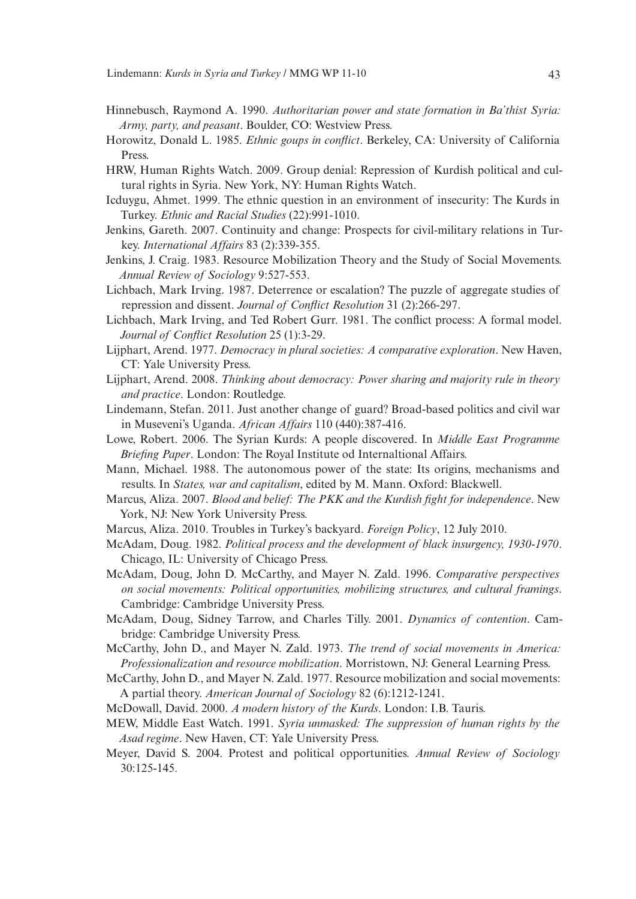Hinnebusch, Raymond A. 1990. *Authoritarian power and state formation in Ba'thist Syria: Army, party, and peasant*. Boulder, CO: Westview Press.

Horowitz, Donald L. 1985. *Ethnic goups in conflict*. Berkeley, CA: University of California Press.

HRW, Human Rights Watch. 2009. Group denial: Repression of Kurdish political and cultural rights in Syria. New York, NY: Human Rights Watch.

Icduygu, Ahmet. 1999. The ethnic question in an environment of insecurity: The Kurds in Turkey. *Ethnic and Racial Studies* (22):991-1010.

Jenkins, Gareth. 2007. Continuity and change: Prospects for civil-military relations in Turkey. *International Affairs* 83 (2):339-355.

Jenkins, J. Craig. 1983. Resource Mobilization Theory and the Study of Social Movements. *Annual Review of Sociology* 9:527-553.

Lichbach, Mark Irving. 1987. Deterrence or escalation? The puzzle of aggregate studies of repression and dissent. *Journal of Conflict Resolution* 31 (2):266-297.

Lichbach, Mark Irving, and Ted Robert Gurr. 1981. The conflict process: A formal model. *Journal of Conflict Resolution* 25 (1):3-29.

Lijphart, Arend. 1977. *Democracy in plural societies: A comparative exploration*. New Haven, CT: Yale University Press.

Lijphart, Arend. 2008. *Thinking about democracy: Power sharing and majority rule in theory and practice*. London: Routledge.

Lindemann, Stefan. 2011. Just another change of guard? Broad-based politics and civil war in Museveni's Uganda. *African Affairs* 110 (440):387-416.

Lowe, Robert. 2006. The Syrian Kurds: A people discovered. In *Middle East Programme Briefing Paper*. London: The Royal Institute od Internaltional Affairs.

Mann, Michael. 1988. The autonomous power of the state: Its origins, mechanisms and results. In *States, war and capitalism*, edited by M. Mann. Oxford: Blackwell.

Marcus, Aliza. 2007. *Blood and belief: The PKK and the Kurdish fight for independence*. New York, NJ: New York University Press.

Marcus, Aliza. 2010. Troubles in Turkey's backyard. *Foreign Policy*, 12 July 2010.

McAdam, Doug. 1982. *Political process and the development of black insurgency, 1930-1970*. Chicago, IL: University of Chicago Press.

McAdam, Doug, John D. McCarthy, and Mayer N. Zald. 1996. *Comparative perspectives on social movements: Political opportunities, mobilizing structures, and cultural framings*. Cambridge: Cambridge University Press.

McAdam, Doug, Sidney Tarrow, and Charles Tilly. 2001. *Dynamics of contention*. Cambridge: Cambridge University Press.

McCarthy, John D., and Mayer N. Zald. 1973. *The trend of social movements in America: Professionalization and resource mobilization*. Morristown, NJ: General Learning Press.

McCarthy, John D., and Mayer N. Zald. 1977. Resource mobilization and social movements: A partial theory. *American Journal of Sociology* 82 (6):1212-1241.

McDowall, David. 2000. *A modern history of the Kurds*. London: I.B. Tauris.

MEW, Middle East Watch. 1991. *Syria unmasked: The suppression of human rights by the Asad regime*. New Haven, CT: Yale University Press.

Meyer, David S. 2004. Protest and political opportunities. *Annual Review of Sociology* 30:125-145.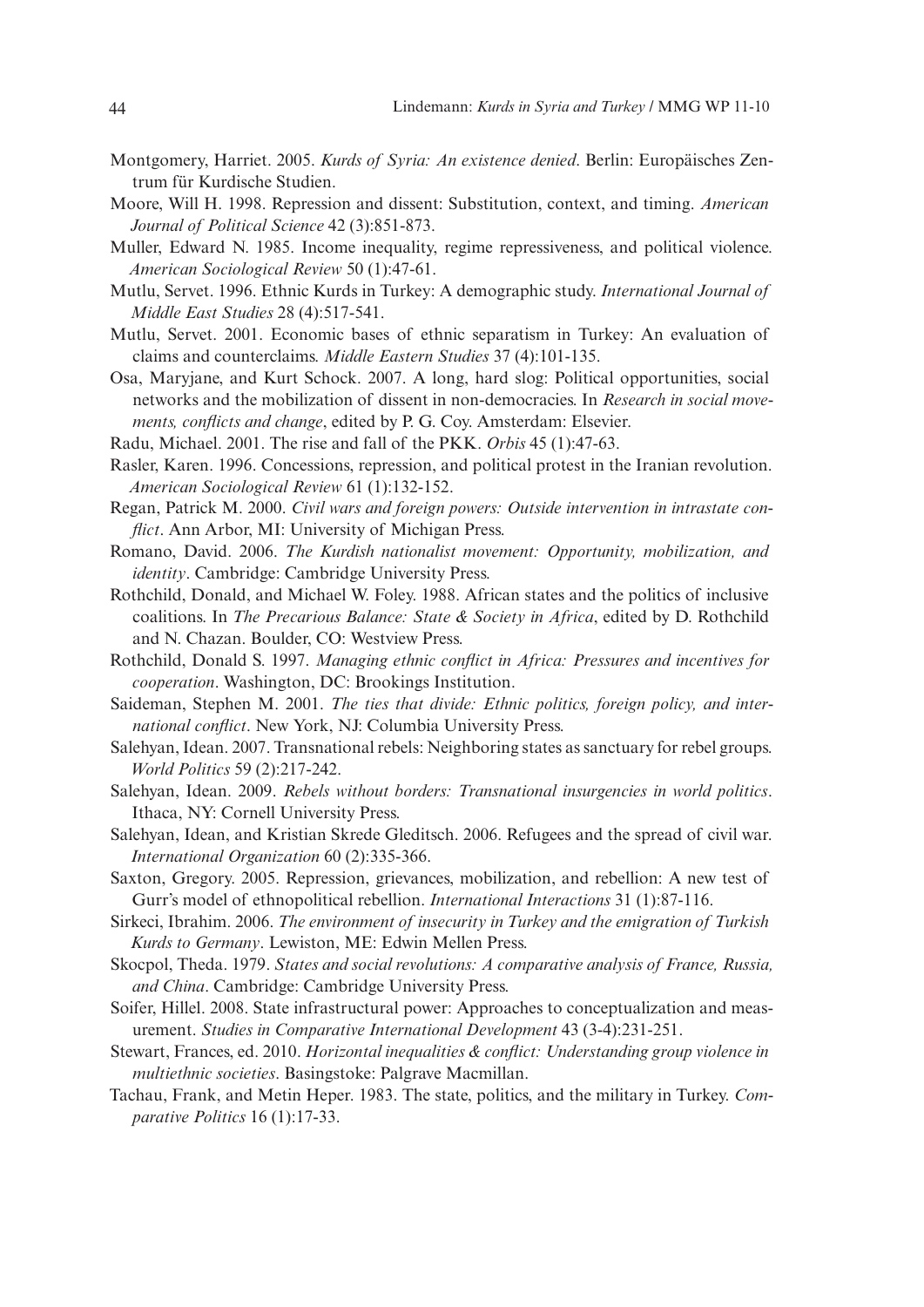Montgomery, Harriet. 2005. *Kurds of Syria: An existence denied*. Berlin: Europäisches Zentrum für Kurdische Studien.

Moore, Will H. 1998. Repression and dissent: Substitution, context, and timing. *American Journal of Political Science* 42 (3):851-873.

Muller, Edward N. 1985. Income inequality, regime repressiveness, and political violence. *American Sociological Review* 50 (1):47-61.

Mutlu, Servet. 1996. Ethnic Kurds in Turkey: A demographic study. *International Journal of Middle East Studies* 28 (4):517-541.

Mutlu, Servet. 2001. Economic bases of ethnic separatism in Turkey: An evaluation of claims and counterclaims. *Middle Eastern Studies* 37 (4):101-135.

Osa, Maryjane, and Kurt Schock. 2007. A long, hard slog: Political opportunities, social networks and the mobilization of dissent in non-democracies. In *Research in social movements, conflicts and change*, edited by P. G. Coy. Amsterdam: Elsevier.

Radu, Michael. 2001. The rise and fall of the PKK. *Orbis* 45 (1):47-63.

Rasler, Karen. 1996. Concessions, repression, and political protest in the Iranian revolution. *American Sociological Review* 61 (1):132-152.

Regan, Patrick M. 2000. *Civil wars and foreign powers: Outside intervention in intrastate conflict*. Ann Arbor, MI: University of Michigan Press.

Romano, David. 2006. *The Kurdish nationalist movement: Opportunity, mobilization, and identity*. Cambridge: Cambridge University Press.

Rothchild, Donald, and Michael W. Foley. 1988. African states and the politics of inclusive coalitions. In *The Precarious Balance: State & Society in Africa*, edited by D. Rothchild and N. Chazan. Boulder, CO: Westview Press.

Rothchild, Donald S. 1997. *Managing ethnic conflict in Africa: Pressures and incentives for cooperation*. Washington, DC: Brookings Institution.

Saideman, Stephen M. 2001. *The ties that divide: Ethnic politics, foreign policy, and international conflict*. New York, NJ: Columbia University Press.

Salehyan, Idean. 2007. Transnational rebels: Neighboring states as sanctuary for rebel groups. *World Politics* 59 (2):217-242.

Salehyan, Idean. 2009. *Rebels without borders: Transnational insurgencies in world politics*. Ithaca, NY: Cornell University Press.

Salehyan, Idean, and Kristian Skrede Gleditsch. 2006. Refugees and the spread of civil war. *International Organization* 60 (2):335-366.

Saxton, Gregory. 2005. Repression, grievances, mobilization, and rebellion: A new test of Gurr's model of ethnopolitical rebellion. *International Interactions* 31 (1):87-116.

Sirkeci, Ibrahim. 2006. *The environment of insecurity in Turkey and the emigration of Turkish Kurds to Germany*. Lewiston, ME: Edwin Mellen Press.

Skocpol, Theda. 1979. *States and social revolutions: A comparative analysis of France, Russia, and China*. Cambridge: Cambridge University Press.

Soifer, Hillel. 2008. State infrastructural power: Approaches to conceptualization and measurement. *Studies in Comparative International Development* 43 (3-4):231-251.

Stewart, Frances, ed. 2010. *Horizontal inequalities & conflict: Understanding group violence in multiethnic societies*. Basingstoke: Palgrave Macmillan.

Tachau, Frank, and Metin Heper. 1983. The state, politics, and the military in Turkey. *Comparative Politics* 16 (1):17-33.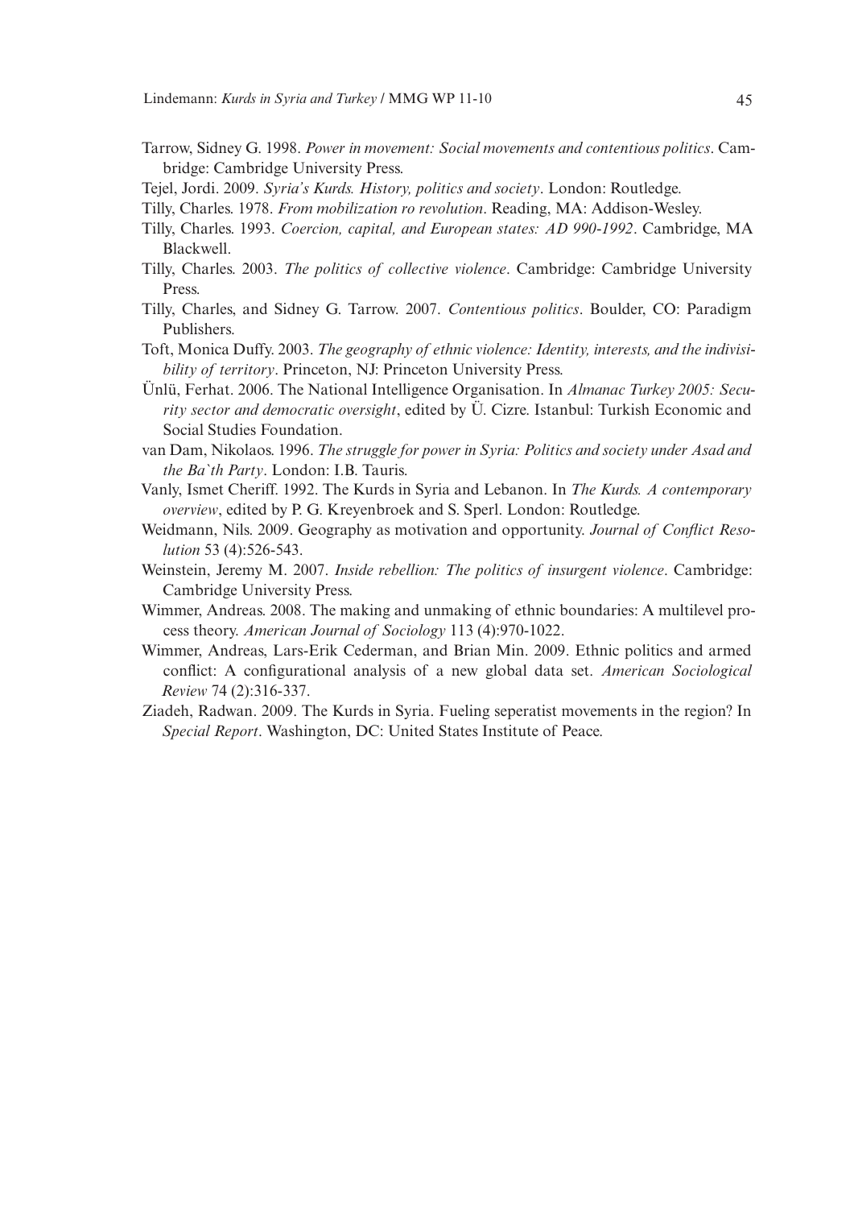Tarrow, Sidney G. 1998. *Power in movement: Social movements and contentious politics*. Cambridge: Cambridge University Press.

Tejel, Jordi. 2009. *Syria's Kurds. History, politics and society*. London: Routledge.

Tilly, Charles. 1978. *From mobilization ro revolution*. Reading, MA: Addison-Wesley.

Tilly, Charles. 1993. *Coercion, capital, and European states: AD 990-1992*. Cambridge, MA Blackwell.

Tilly, Charles. 2003. *The politics of collective violence*. Cambridge: Cambridge University Press.

Tilly, Charles, and Sidney G. Tarrow. 2007. *Contentious politics*. Boulder, CO: Paradigm Publishers.

Toft, Monica Duffy. 2003. *The geography of ethnic violence: Identity, interests, and the indivisibility of territory*. Princeton, NJ: Princeton University Press.

Ünlü, Ferhat. 2006. The National Intelligence Organisation. In *Almanac Turkey 2005: Security sector and democratic oversight*, edited by Ü. Cizre. Istanbul: Turkish Economic and Social Studies Foundation.

van Dam, Nikolaos. 1996. *The struggle for power in Syria: Politics and society under Asad and the Ba`th Party*. London: I.B. Tauris.

Vanly, Ismet Cheriff. 1992. The Kurds in Syria and Lebanon. In *The Kurds. A contemporary overview*, edited by P. G. Kreyenbroek and S. Sperl. London: Routledge.

Weidmann, Nils. 2009. Geography as motivation and opportunity. *Journal of Conflict Resolution* 53 (4):526-543.

Weinstein, Jeremy M. 2007. *Inside rebellion: The politics of insurgent violence*. Cambridge: Cambridge University Press.

Wimmer, Andreas. 2008. The making and unmaking of ethnic boundaries: A multilevel process theory. *American Journal of Sociology* 113 (4):970-1022.

Wimmer, Andreas, Lars-Erik Cederman, and Brian Min. 2009. Ethnic politics and armed conflict: A configurational analysis of a new global data set. *American Sociological Review* 74 (2):316-337.

Ziadeh, Radwan. 2009. The Kurds in Syria. Fueling seperatist movements in the region? In *Special Report*. Washington, DC: United States Institute of Peace.